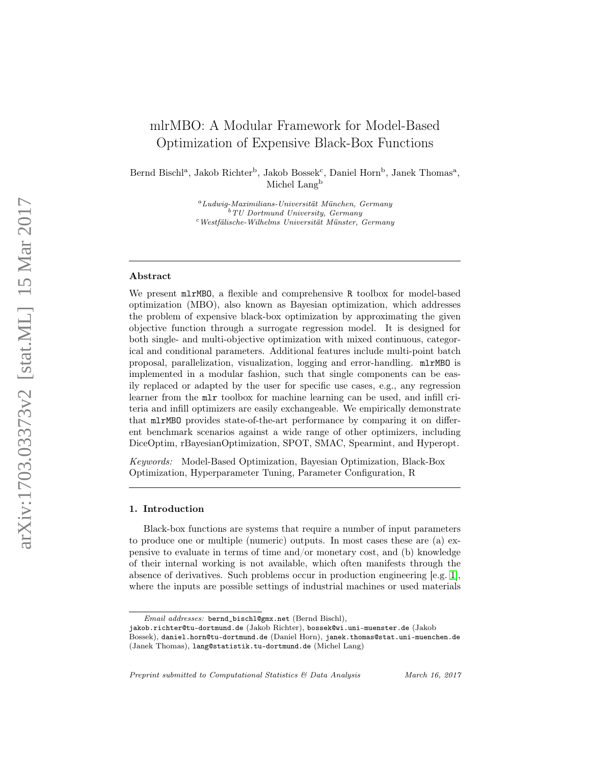# mlrMBO: A Modular Framework for Model-Based Optimization of Expensive Black-Box Functions

Bernd Bischl[a], Jakob Richter[b], Jakob Bossek[c], Daniel Horn[b], Janek Thomas[a], Michel Lang[b]

[a] *Ludwig-Maximilians-Universität München, Germany*
[b] *TU Dortmund University, Germany*
[c] *Westfälische-Wilhelms Universität Münster, Germany*

---

## Abstract

We present `mlrMBO`, a flexible and comprehensive `R` toolbox for model-based optimization (MBO), also known as Bayesian optimization, which addresses the problem of expensive black-box optimization by approximating the given objective function through a surrogate regression model. It is designed for both single- and multi-objective optimization with mixed continuous, categorical and conditional parameters. Additional features include multi-point batch proposal, parallelization, visualization, logging and error-handling. `mlrMBO` is implemented in a modular fashion, such that single components can be easily replaced or adapted by the user for specific use cases, e.g., any regression learner from the `mlr` toolbox for machine learning can be used, and infill criteria and infill optimizers are easily exchangeable. We empirically demonstrate that `mlrMBO` provides state-of-the-art performance by comparing it on different benchmark scenarios against a wide range of other optimizers, including DiceOptim, rBayesianOptimization, SPOT, SMAC, Spearmint, and Hyperopt.

*Keywords:* Model-Based Optimization, Bayesian Optimization, Black-Box Optimization, Hyperparameter Tuning, Parameter Configuration, R

---

## 1. Introduction

Black-box functions are systems that require a number of input parameters to produce one or multiple (numeric) outputs. In most cases these are (a) expensive to evaluate in terms of time and/or monetary cost, and (b) knowledge of their internal working is not available, which often manifests through the absence of derivatives. Such problems occur in production engineering [e.g. 1], where the inputs are possible settings of industrial machines or used materials

---

*Email addresses:* `bernd_bischl@gmx.net` (Bernd Bischl), `jakob.richter@tu-dortmund.de` (Jakob Richter), `bossek@wi.uni-muenster.de` (Jakob Bossek), `daniel.horn@tu-dortmund.de` (Daniel Horn), `janek.thomas@stat.uni-muenchen.de` (Janek Thomas), `lang@statistik.tu-dortmund.de` (Michel Lang)

*Preprint submitted to Computational Statistics & Data Analysis* *March 16, 2017*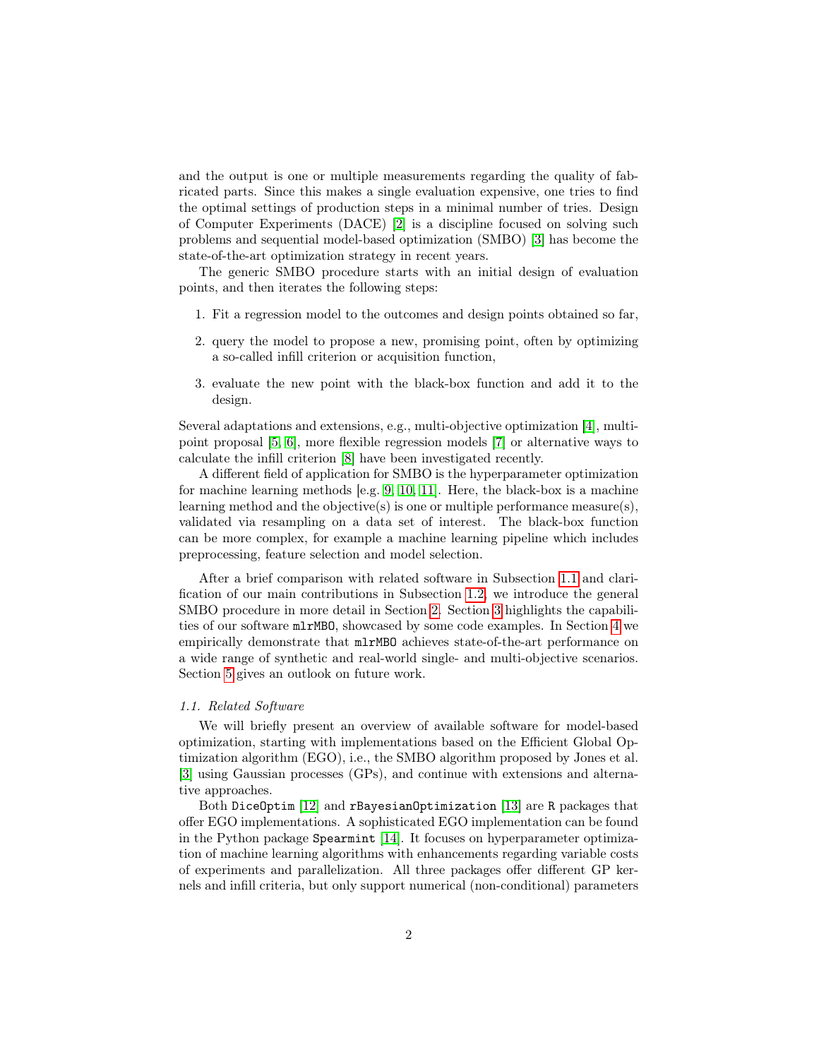and the output is one or multiple measurements regarding the quality of fabricated parts. Since this makes a single evaluation expensive, one tries to find the optimal settings of production steps in a minimal number of tries. Design of Computer Experiments (DACE) [2] is a discipline focused on solving such problems and sequential model-based optimization (SMBO) [3] has become the state-of-the-art optimization strategy in recent years.

The generic SMBO procedure starts with an initial design of evaluation points, and then iterates the following steps:

1. Fit a regression model to the outcomes and design points obtained so far,
2. query the model to propose a new, promising point, often by optimizing a so-called infill criterion or acquisition function,
3. evaluate the new point with the black-box function and add it to the design.

Several adaptations and extensions, e.g., multi-objective optimization [4], multi-point proposal [5, 6], more flexible regression models [7] or alternative ways to calculate the infill criterion [8] have been investigated recently.

A different field of application for SMBO is the hyperparameter optimization for machine learning methods [e.g. 9, 10, 11]. Here, the black-box is a machine learning method and the objective(s) is one or multiple performance measure(s), validated via resampling on a data set of interest. The black-box function can be more complex, for example a machine learning pipeline which includes preprocessing, feature selection and model selection.

After a brief comparison with related software in Subsection 1.1 and clarification of our main contributions in Subsection 1.2, we introduce the general SMBO procedure in more detail in Section 2. Section 3 highlights the capabilities of our software `mlrMBO`, showcased by some code examples. In Section 4 we empirically demonstrate that `mlrMBO` achieves state-of-the-art performance on a wide range of synthetic and real-world single- and multi-objective scenarios. Section 5 gives an outlook on future work.

### *1.1. Related Software*

We will briefly present an overview of available software for model-based optimization, starting with implementations based on the Efficient Global Optimization algorithm (EGO), i.e., the SMBO algorithm proposed by Jones et al. [3] using Gaussian processes (GPs), and continue with extensions and alternative approaches.

Both `DiceOptim` [12] and `rBayesianOptimization` [13] are `R` packages that offer EGO implementations. A sophisticated EGO implementation can be found in the Python package `Spearmint` [14]. It focuses on hyperparameter optimization of machine learning algorithms with enhancements regarding variable costs of experiments and parallelization. All three packages offer different GP kernels and infill criteria, but only support numerical (non-conditional) parameters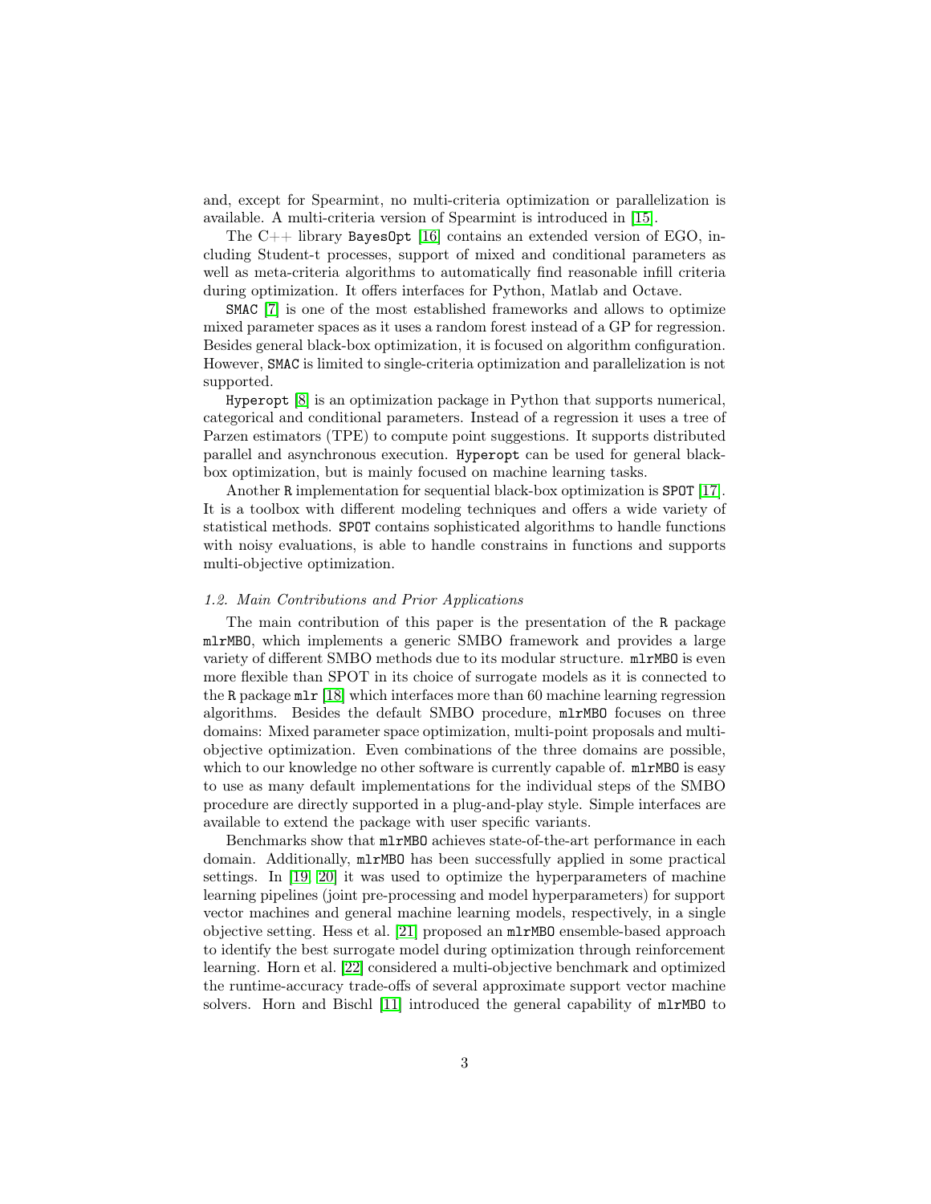and, except for Spearmint, no multi-criteria optimization or parallelization is available. A multi-criteria version of Spearmint is introduced in [15].

The C++ library BayesOpt [16] contains an extended version of EGO, including Student-t processes, support of mixed and conditional parameters as well as meta-criteria algorithms to automatically find reasonable infill criteria during optimization. It offers interfaces for Python, Matlab and Octave.

SMAC [7] is one of the most established frameworks and allows to optimize mixed parameter spaces as it uses a random forest instead of a GP for regression. Besides general black-box optimization, it is focused on algorithm configuration. However, SMAC is limited to single-criteria optimization and parallelization is not supported.

Hyperopt [8] is an optimization package in Python that supports numerical, categorical and conditional parameters. Instead of a regression it uses a tree of Parzen estimators (TPE) to compute point suggestions. It supports distributed parallel and asynchronous execution. Hyperopt can be used for general black-box optimization, but is mainly focused on machine learning tasks.

Another R implementation for sequential black-box optimization is SPOT [17]. It is a toolbox with different modeling techniques and offers a wide variety of statistical methods. SPOT contains sophisticated algorithms to handle functions with noisy evaluations, is able to handle constrains in functions and supports multi-objective optimization.

### *1.2. Main Contributions and Prior Applications*

The main contribution of this paper is the presentation of the R package mlrMBO, which implements a generic SMBO framework and provides a large variety of different SMBO methods due to its modular structure. mlrMBO is even more flexible than SPOT in its choice of surrogate models as it is connected to the R package mlr [18] which interfaces more than 60 machine learning regression algorithms. Besides the default SMBO procedure, mlrMBO focuses on three domains: Mixed parameter space optimization, multi-point proposals and multi-objective optimization. Even combinations of the three domains are possible, which to our knowledge no other software is currently capable of. mlrMBO is easy to use as many default implementations for the individual steps of the SMBO procedure are directly supported in a plug-and-play style. Simple interfaces are available to extend the package with user specific variants.

Benchmarks show that mlrMBO achieves state-of-the-art performance in each domain. Additionally, mlrMBO has been successfully applied in some practical settings. In [19, 20] it was used to optimize the hyperparameters of machine learning pipelines (joint pre-processing and model hyperparameters) for support vector machines and general machine learning models, respectively, in a single objective setting. Hess et al. [21] proposed an mlrMBO ensemble-based approach to identify the best surrogate model during optimization through reinforcement learning. Horn et al. [22] considered a multi-objective benchmark and optimized the runtime-accuracy trade-offs of several approximate support vector machine solvers. Horn and Bischl [11] introduced the general capability of mlrMBO to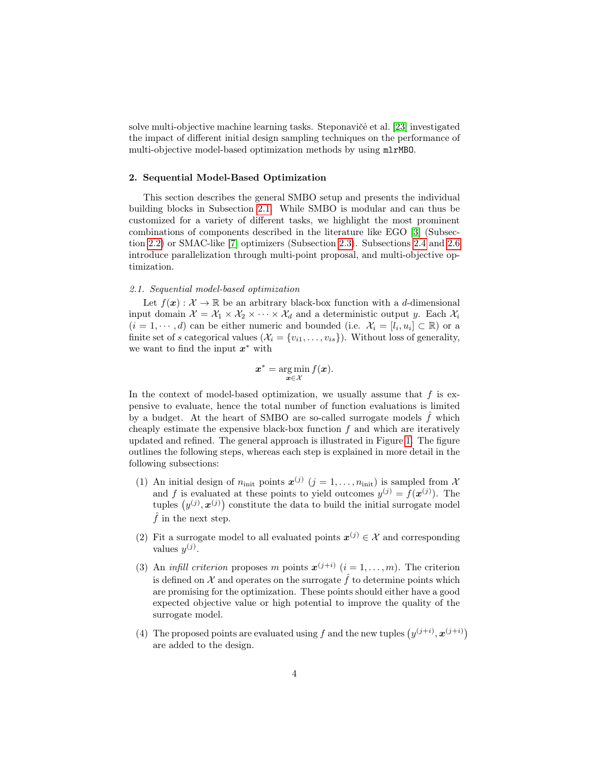solve multi-objective machine learning tasks. Steponavičė et al. [23] investigated the impact of different initial design sampling techniques on the performance of multi-objective model-based optimization methods by using `mlrMBO`.

## 2. Sequential Model-Based Optimization

This section describes the general SMBO setup and presents the individual building blocks in Subsection 2.1. While SMBO is modular and can thus be customized for a variety of different tasks, we highlight the most prominent combinations of components described in the literature like EGO [3] (Subsection 2.2) or SMAC-like [7] optimizers (Subsection 2.3). Subsections 2.4 and 2.6 introduce parallelization through multi-point proposal, and multi-objective optimization.

### *2.1. Sequential model-based optimization*

Let $f(\boldsymbol{x}) : \mathcal{X} \to \mathbb{R}$ be an arbitrary black-box function with a $d$-dimensional input domain $\mathcal{X} = \mathcal{X}_1 \times \mathcal{X}_2 \times \cdots \times \mathcal{X}_d$ and a deterministic output $y$. Each $\mathcal{X}_i$ ($i = 1, \cdots, d$) can be either numeric and bounded (i.e. $\mathcal{X}_i = [l_i, u_i] \subset \mathbb{R}$) or a finite set of $s$ categorical values ($\mathcal{X}_i = \{v_{i1}, \ldots, v_{is}\}$). Without loss of generality, we want to find the input $\boldsymbol{x}^*$ with

$$\boldsymbol{x}^* = \underset{\boldsymbol{x} \in \mathcal{X}}{\arg\min}\, f(\boldsymbol{x}).$$

In the context of model-based optimization, we usually assume that $f$ is expensive to evaluate, hence the total number of function evaluations is limited by a budget. At the heart of SMBO are so-called surrogate models $\hat{f}$ which cheaply estimate the expensive black-box function $f$ and which are iteratively updated and refined. The general approach is illustrated in Figure 1. The figure outlines the following steps, whereas each step is explained in more detail in the following subsections:

(1) An initial design of $n_{\text{init}}$ points $\boldsymbol{x}^{(j)}$ ($j = 1, \ldots, n_{\text{init}}$) is sampled from $\mathcal{X}$ and $f$ is evaluated at these points to yield outcomes $y^{(j)} = f(\boldsymbol{x}^{(j)})$. The tuples $\left(y^{(j)}, \boldsymbol{x}^{(j)}\right)$ constitute the data to build the initial surrogate model $\hat{f}$ in the next step.

(2) Fit a surrogate model to all evaluated points $\boldsymbol{x}^{(j)} \in \mathcal{X}$ and corresponding values $y^{(j)}$.

(3) An *infill criterion* proposes $m$ points $\boldsymbol{x}^{(j+i)}$ ($i = 1, \ldots, m$). The criterion is defined on $\mathcal{X}$ and operates on the surrogate $\hat{f}$ to determine points which are promising for the optimization. These points should either have a good expected objective value or high potential to improve the quality of the surrogate model.

(4) The proposed points are evaluated using $f$ and the new tuples $\left(y^{(j+i)}, \boldsymbol{x}^{(j+i)}\right)$ are added to the design.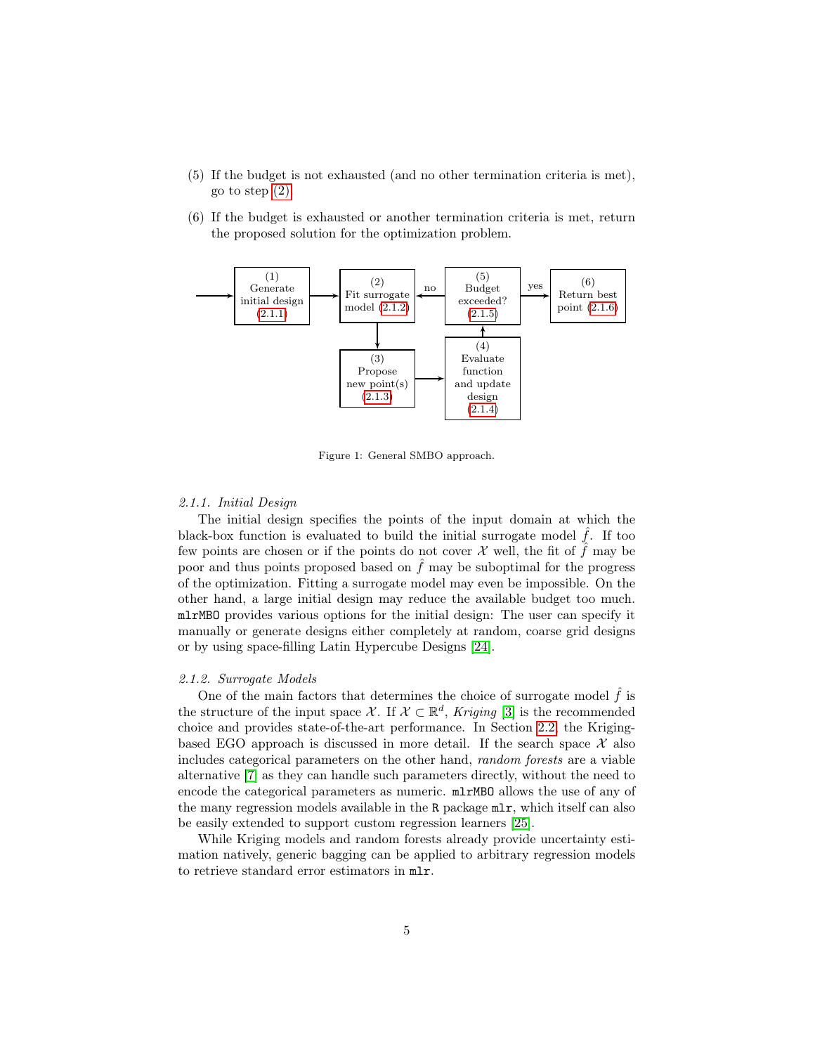(5) If the budget is not exhausted (and no other termination criteria is met), go to step (2).

(6) If the budget is exhausted or another termination criteria is met, return the proposed solution for the optimization problem.

Figure 1: General SMBO approach.

#### 2.1.1. Initial Design

The initial design specifies the points of the input domain at which the black-box function is evaluated to build the initial surrogate model $\hat{f}$. If too few points are chosen or if the points do not cover $\mathcal{X}$ well, the fit of $\hat{f}$ may be poor and thus points proposed based on $\hat{f}$ may be suboptimal for the progress of the optimization. Fitting a surrogate model may even be impossible. On the other hand, a large initial design may reduce the available budget too much. `mlrMBO` provides various options for the initial design: The user can specify it manually or generate designs either completely at random, coarse grid designs or by using space-filling Latin Hypercube Designs [24].

#### 2.1.2. Surrogate Models

One of the main factors that determines the choice of surrogate model $\hat{f}$ is the structure of the input space $\mathcal{X}$. If $\mathcal{X} \subset \mathbb{R}^d$, *Kriging* [3] is the recommended choice and provides state-of-the-art performance. In Section 2.2, the Kriging-based EGO approach is discussed in more detail. If the search space $\mathcal{X}$ also includes categorical parameters on the other hand, *random forests* are a viable alternative [7] as they can handle such parameters directly, without the need to encode the categorical parameters as numeric. `mlrMBO` allows the use of any of the many regression models available in the `R` package `mlr`, which itself can also be easily extended to support custom regression learners [25].

While Kriging models and random forests already provide uncertainty estimation natively, generic bagging can be applied to arbitrary regression models to retrieve standard error estimators in `mlr`.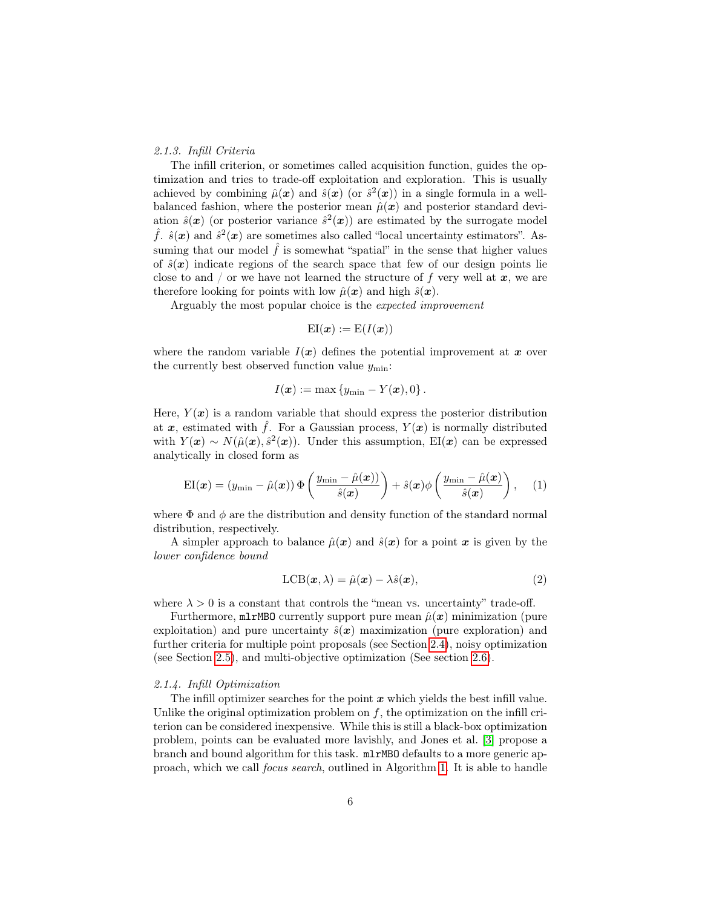#### 2.1.3. Infill Criteria

The infill criterion, or sometimes called acquisition function, guides the optimization and tries to trade-off exploitation and exploration. This is usually achieved by combining $\hat{\mu}(\boldsymbol{x})$ and $\hat{s}(\boldsymbol{x})$ (or $\hat{s}^2(\boldsymbol{x})$) in a single formula in a well-balanced fashion, where the posterior mean $\hat{\mu}(\boldsymbol{x})$ and posterior standard deviation $\hat{s}(\boldsymbol{x})$ (or posterior variance $\hat{s}^2(\boldsymbol{x})$) are estimated by the surrogate model $\hat{f}$. $\hat{s}(\boldsymbol{x})$ and $\hat{s}^2(\boldsymbol{x})$ are sometimes also called "local uncertainty estimators". Assuming that our model $\hat{f}$ is somewhat "spatial" in the sense that higher values of $\hat{s}(\boldsymbol{x})$ indicate regions of the search space that few of our design points lie close to and / or we have not learned the structure of $f$ very well at $\boldsymbol{x}$, we are therefore looking for points with low $\hat{\mu}(\boldsymbol{x})$ and high $\hat{s}(\boldsymbol{x})$.

Arguably the most popular choice is the *expected improvement*

$$\mathrm{EI}(\boldsymbol{x}) := \mathrm{E}(I(\boldsymbol{x}))$$

where the random variable $I(\boldsymbol{x})$ defines the potential improvement at $\boldsymbol{x}$ over the currently best observed function value $y_{\min}$:

$$I(\boldsymbol{x}) := \max\left\{y_{\min} - Y(\boldsymbol{x}), 0\right\}.$$

Here, $Y(\boldsymbol{x})$ is a random variable that should express the posterior distribution at $\boldsymbol{x}$, estimated with $\hat{f}$. For a Gaussian process, $Y(\boldsymbol{x})$ is normally distributed with $Y(\boldsymbol{x}) \sim N(\hat{\mu}(\boldsymbol{x}), \hat{s}^2(\boldsymbol{x}))$. Under this assumption, $\mathrm{EI}(\boldsymbol{x})$ can be expressed analytically in closed form as

$$\mathrm{EI}(\boldsymbol{x}) = \left(y_{\min} - \hat{\mu}(\boldsymbol{x})\right) \Phi\left(\frac{y_{\min} - \hat{\mu}(\boldsymbol{x}))}{\hat{s}(\boldsymbol{x})}\right) + \hat{s}(\boldsymbol{x}) \phi\left(\frac{y_{\min} - \hat{\mu}(\boldsymbol{x})}{\hat{s}(\boldsymbol{x})}\right), \quad (1)$$

where $\Phi$ and $\phi$ are the distribution and density function of the standard normal distribution, respectively.

A simpler approach to balance $\hat{\mu}(\boldsymbol{x})$ and $\hat{s}(\boldsymbol{x})$ for a point $\boldsymbol{x}$ is given by the *lower confidence bound*

$$\mathrm{LCB}(\boldsymbol{x}, \lambda) = \hat{\mu}(\boldsymbol{x}) - \lambda \hat{s}(\boldsymbol{x}), \quad (2)$$

where $\lambda > 0$ is a constant that controls the "mean vs. uncertainty" trade-off.

Furthermore, `mlrMBO` currently support pure mean $\hat{\mu}(\boldsymbol{x})$ minimization (pure exploitation) and pure uncertainty $\hat{s}(\boldsymbol{x})$ maximization (pure exploration) and further criteria for multiple point proposals (see Section 2.4), noisy optimization (see Section 2.5), and multi-objective optimization (See section 2.6).

#### 2.1.4. Infill Optimization

The infill optimizer searches for the point $\boldsymbol{x}$ which yields the best infill value. Unlike the original optimization problem on $f$, the optimization on the infill criterion can be considered inexpensive. While this is still a black-box optimization problem, points can be evaluated more lavishly, and Jones et al. [3] propose a branch and bound algorithm for this task. `mlrMBO` defaults to a more generic approach, which we call *focus search*, outlined in Algorithm 1. It is able to handle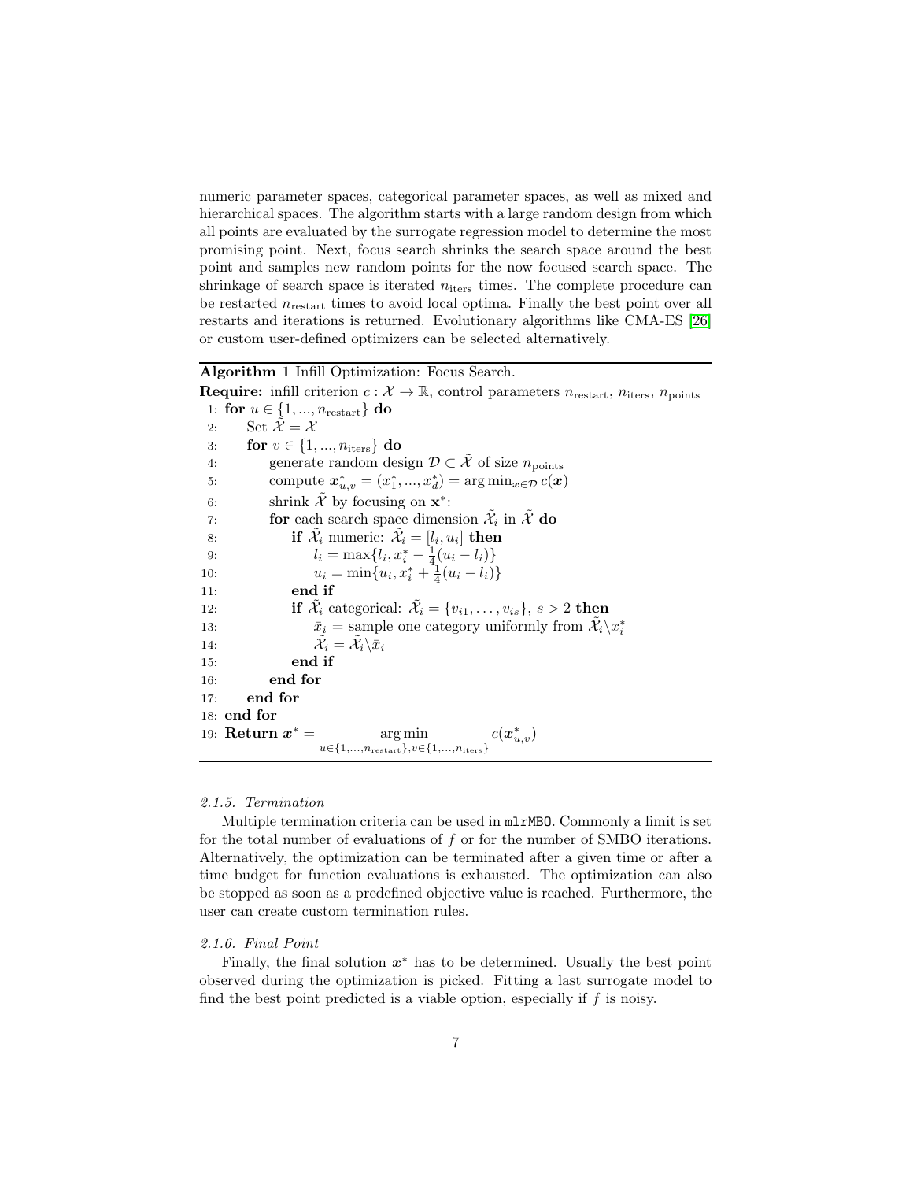numeric parameter spaces, categorical parameter spaces, as well as mixed and hierarchical spaces. The algorithm starts with a large random design from which all points are evaluated by the surrogate regression model to determine the most promising point. Next, focus search shrinks the search space around the best point and samples new random points for the now focused search space. The shrinkage of search space is iterated $n_{\text{iters}}$ times. The complete procedure can be restarted $n_{\text{restart}}$ times to avoid local optima. Finally the best point over all restarts and iterations is returned. Evolutionary algorithms like CMA-ES [26] or custom user-defined optimizers can be selected alternatively.

**Algorithm 1** Infill Optimization: Focus Search.

**Require:** infill criterion $c : \mathcal{X} \to \mathbb{R}$, control parameters $n_{\text{restart}}$, $n_{\text{iters}}$, $n_{\text{points}}$

1: **for** $u \in \{1, ..., n_{\text{restart}}\}$ **do**
2: &nbsp;&nbsp;&nbsp;&nbsp;Set $\tilde{\mathcal{X}} = \mathcal{X}$
3: &nbsp;&nbsp;&nbsp;&nbsp;**for** $v \in \{1, ..., n_{\text{iters}}\}$ **do**
4: &nbsp;&nbsp;&nbsp;&nbsp;&nbsp;&nbsp;&nbsp;&nbsp;generate random design $\mathcal{D} \subset \tilde{\mathcal{X}}$ of size $n_{\text{points}}$
5: &nbsp;&nbsp;&nbsp;&nbsp;&nbsp;&nbsp;&nbsp;&nbsp;compute $\boldsymbol{x}^*_{u,v} = (x^*_1, ..., x^*_d) = \arg\min_{\boldsymbol{x} \in \mathcal{D}} c(\boldsymbol{x})$
6: &nbsp;&nbsp;&nbsp;&nbsp;&nbsp;&nbsp;&nbsp;&nbsp;shrink $\tilde{\mathcal{X}}$ by focusing on $\mathbf{x}^*$:
7: &nbsp;&nbsp;&nbsp;&nbsp;&nbsp;&nbsp;&nbsp;&nbsp;**for** each search space dimension $\tilde{\mathcal{X}}_i$ in $\tilde{\mathcal{X}}$ **do**
8: &nbsp;&nbsp;&nbsp;&nbsp;&nbsp;&nbsp;&nbsp;&nbsp;&nbsp;&nbsp;&nbsp;&nbsp;**if** $\tilde{\mathcal{X}}_i$ numeric: $\tilde{\mathcal{X}}_i = [l_i, u_i]$ **then**
9: &nbsp;&nbsp;&nbsp;&nbsp;&nbsp;&nbsp;&nbsp;&nbsp;&nbsp;&nbsp;&nbsp;&nbsp;&nbsp;&nbsp;&nbsp;&nbsp;$l_i = \max\{l_i, x^*_i - \frac{1}{4}(u_i - l_i)\}$
10: &nbsp;&nbsp;&nbsp;&nbsp;&nbsp;&nbsp;&nbsp;&nbsp;&nbsp;&nbsp;&nbsp;&nbsp;&nbsp;&nbsp;&nbsp;&nbsp;$u_i = \min\{u_i, x^*_i + \frac{1}{4}(u_i - l_i)\}$
11: &nbsp;&nbsp;&nbsp;&nbsp;&nbsp;&nbsp;&nbsp;&nbsp;&nbsp;&nbsp;&nbsp;&nbsp;**end if**
12: &nbsp;&nbsp;&nbsp;&nbsp;&nbsp;&nbsp;&nbsp;&nbsp;&nbsp;&nbsp;&nbsp;&nbsp;**if** $\tilde{\mathcal{X}}_i$ categorical: $\tilde{\mathcal{X}}_i = \{v_{i1}, \dots, v_{is}\}$, $s > 2$ **then**
13: &nbsp;&nbsp;&nbsp;&nbsp;&nbsp;&nbsp;&nbsp;&nbsp;&nbsp;&nbsp;&nbsp;&nbsp;&nbsp;&nbsp;&nbsp;&nbsp;$\bar{x}_i$ = sample one category uniformly from $\tilde{\mathcal{X}}_i \backslash x^*_i$
14: &nbsp;&nbsp;&nbsp;&nbsp;&nbsp;&nbsp;&nbsp;&nbsp;&nbsp;&nbsp;&nbsp;&nbsp;&nbsp;&nbsp;&nbsp;&nbsp;$\tilde{\mathcal{X}}_i = \tilde{\mathcal{X}}_i \backslash \bar{x}_i$
15: &nbsp;&nbsp;&nbsp;&nbsp;&nbsp;&nbsp;&nbsp;&nbsp;&nbsp;&nbsp;&nbsp;&nbsp;**end if**
16: &nbsp;&nbsp;&nbsp;&nbsp;&nbsp;&nbsp;&nbsp;&nbsp;**end for**
17: &nbsp;&nbsp;&nbsp;&nbsp;**end for**
18: **end for**
19: **Return** $\boldsymbol{x}^* = \underset{u \in \{1,...,n_{\text{restart}}\}, v \in \{1,...,n_{\text{iters}}\}}{\arg\min} c(\boldsymbol{x}^*_{u,v})$

#### *2.1.5. Termination*

Multiple termination criteria can be used in `mlrMBO`. Commonly a limit is set for the total number of evaluations of $f$ or for the number of SMBO iterations. Alternatively, the optimization can be terminated after a given time or after a time budget for function evaluations is exhausted. The optimization can also be stopped as soon as a predefined objective value is reached. Furthermore, the user can create custom termination rules.

#### *2.1.6. Final Point*

Finally, the final solution $\boldsymbol{x}^*$ has to be determined. Usually the best point observed during the optimization is picked. Fitting a last surrogate model to find the best point predicted is a viable option, especially if $f$ is noisy.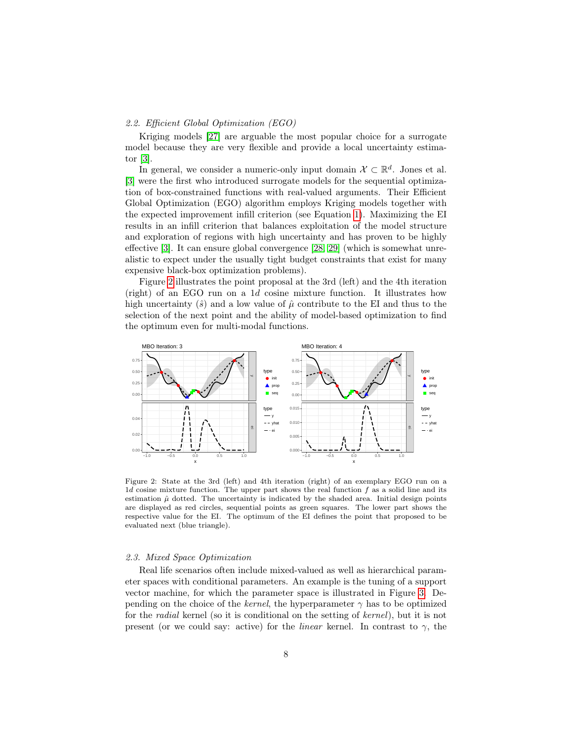### 2.2. Efficient Global Optimization (EGO)

Kriging models [27] are arguable the most popular choice for a surrogate model because they are very flexible and provide a local uncertainty estimator [3].

In general, we consider a numeric-only input domain $\mathcal{X} \subset \mathbb{R}^d$. Jones et al. [3] were the first who introduced surrogate models for the sequential optimization of box-constrained functions with real-valued arguments. Their Efficient Global Optimization (EGO) algorithm employs Kriging models together with the expected improvement infill criterion (see Equation 1). Maximizing the EI results in an infill criterion that balances exploitation of the model structure and exploration of regions with high uncertainty and has proven to be highly effective [3]. It can ensure global convergence [28, 29] (which is somewhat unrealistic to expect under the usually tight budget constraints that exist for many expensive black-box optimization problems).

Figure 2 illustrates the point proposal at the 3rd (left) and the 4th iteration (right) of an EGO run on a 1$d$ cosine mixture function. It illustrates how high uncertainty ($\hat{s}$) and a low value of $\hat{\mu}$ contribute to the EI and thus to the selection of the next point and the ability of model-based optimization to find the optimum even for multi-modal functions.

Figure 2: State at the 3rd (left) and 4th iteration (right) of an exemplary EGO run on a 1$d$ cosine mixture function. The upper part shows the real function $f$ as a solid line and its estimation $\hat{\mu}$ dotted. The uncertainty is indicated by the shaded area. Initial design points are displayed as red circles, sequential points as green squares. The lower part shows the respective value for the EI. The optimum of the EI defines the point that proposed to be evaluated next (blue triangle).

### 2.3. Mixed Space Optimization

Real life scenarios often include mixed-valued as well as hierarchical parameter spaces with conditional parameters. An example is the tuning of a support vector machine, for which the parameter space is illustrated in Figure 3. Depending on the choice of the *kernel*, the hyperparameter $\gamma$ has to be optimized for the *radial* kernel (so it is conditional on the setting of *kernel*), but it is not present (or we could say: active) for the *linear* kernel. In contrast to $\gamma$, the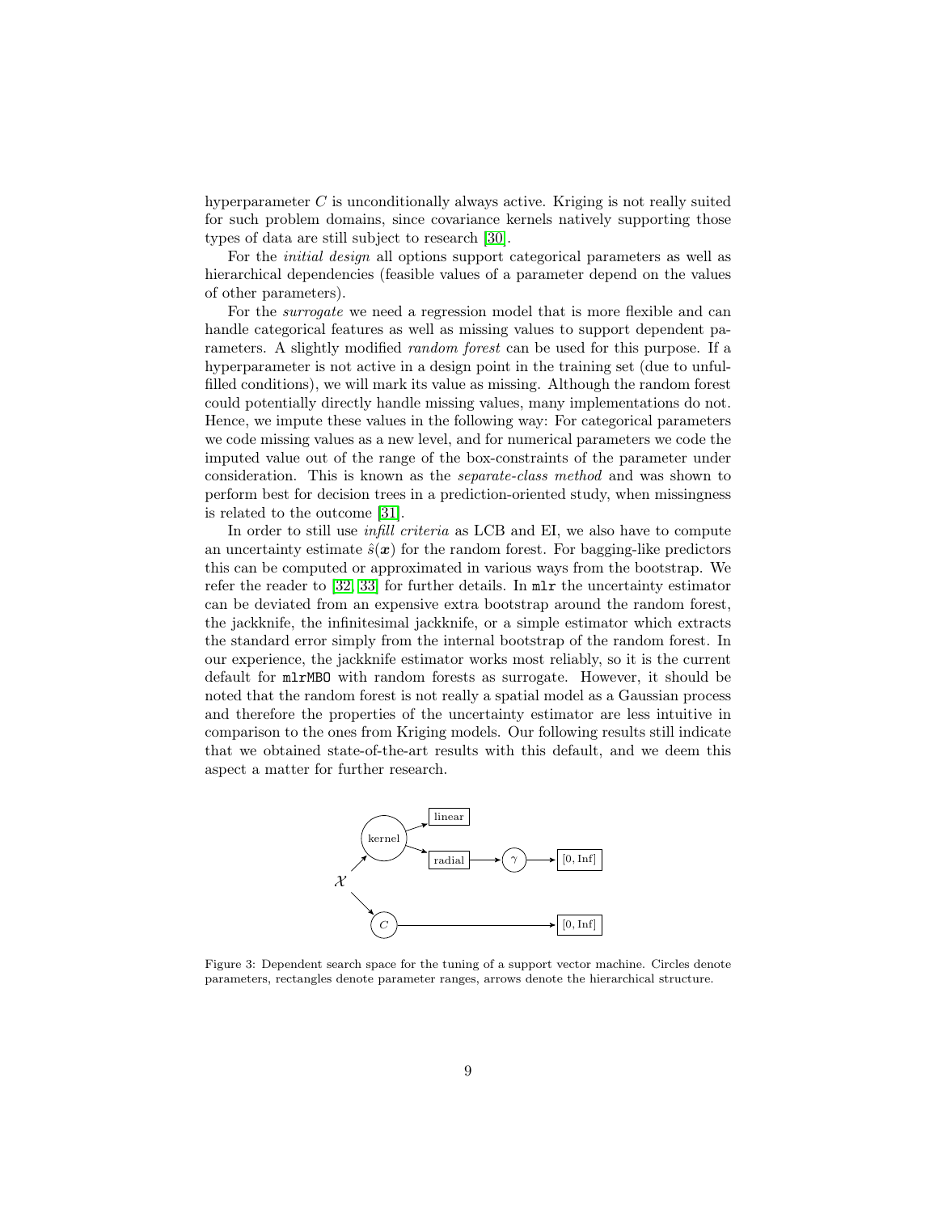hyperparameter $C$ is unconditionally always active. Kriging is not really suited for such problem domains, since covariance kernels natively supporting those types of data are still subject to research [30].

For the *initial design* all options support categorical parameters as well as hierarchical dependencies (feasible values of a parameter depend on the values of other parameters).

For the *surrogate* we need a regression model that is more flexible and can handle categorical features as well as missing values to support dependent parameters. A slightly modified *random forest* can be used for this purpose. If a hyperparameter is not active in a design point in the training set (due to unfulfilled conditions), we will mark its value as missing. Although the random forest could potentially directly handle missing values, many implementations do not. Hence, we impute these values in the following way: For categorical parameters we code missing values as a new level, and for numerical parameters we code the imputed value out of the range of the box-constraints of the parameter under consideration. This is known as the *separate-class method* and was shown to perform best for decision trees in a prediction-oriented study, when missingness is related to the outcome [31].

In order to still use *infill criteria* as LCB and EI, we also have to compute an uncertainty estimate $\hat{s}(\boldsymbol{x})$ for the random forest. For bagging-like predictors this can be computed or approximated in various ways from the bootstrap. We refer the reader to [32, 33] for further details. In `mlr` the uncertainty estimator can be deviated from an expensive extra bootstrap around the random forest, the jackknife, the infinitesimal jackknife, or a simple estimator which extracts the standard error simply from the internal bootstrap of the random forest. In our experience, the jackknife estimator works most reliably, so it is the current default for `mlrMBO` with random forests as surrogate. However, it should be noted that the random forest is not really a spatial model as a Gaussian process and therefore the properties of the uncertainty estimator are less intuitive in comparison to the ones from Kriging models. Our following results still indicate that we obtained state-of-the-art results with this default, and we deem this aspect a matter for further research.

Figure 3: Dependent search space for the tuning of a support vector machine. Circles denote parameters, rectangles denote parameter ranges, arrows denote the hierarchical structure.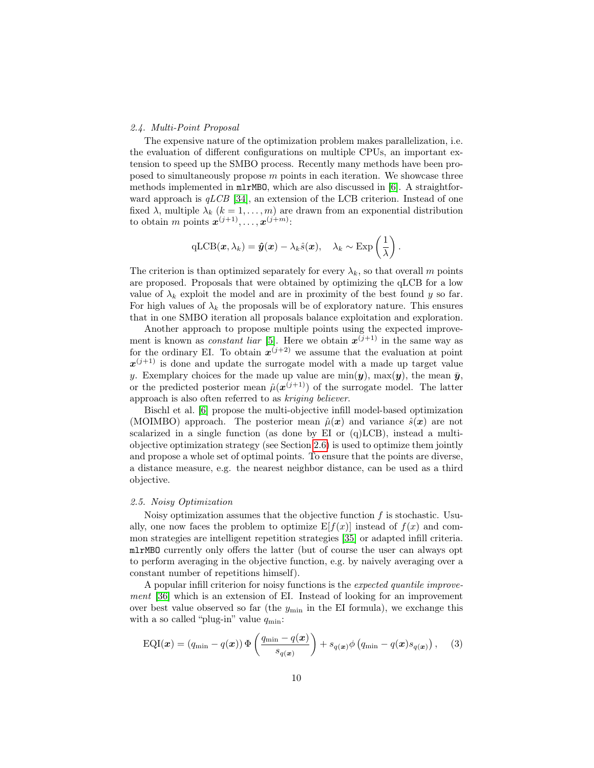### 2.4. Multi-Point Proposal

The expensive nature of the optimization problem makes parallelization, i.e. the evaluation of different configurations on multiple CPUs, an important extension to speed up the SMBO process. Recently many methods have been proposed to simultaneously propose $m$ points in each iteration. We showcase three methods implemented in `mlrMBO`, which are also discussed in [6]. A straightforward approach is *qLCB* [34], an extension of the LCB criterion. Instead of one fixed $\lambda$, multiple $\lambda_k$ ($k = 1, \ldots, m$) are drawn from an exponential distribution to obtain $m$ points $\boldsymbol{x}^{(j+1)}, \ldots, \boldsymbol{x}^{(j+m)}$:

$$\text{qLCB}(\boldsymbol{x}, \lambda_k) = \hat{\boldsymbol{y}}(\boldsymbol{x}) - \lambda_k \hat{s}(\boldsymbol{x}), \quad \lambda_k \sim \text{Exp}\left(\frac{1}{\lambda}\right).$$

The criterion is than optimized separately for every $\lambda_k$, so that overall $m$ points are proposed. Proposals that were obtained by optimizing the qLCB for a low value of $\lambda_k$ exploit the model and are in proximity of the best found $y$ so far. For high values of $\lambda_k$ the proposals will be of exploratory nature. This ensures that in one SMBO iteration all proposals balance exploitation and exploration.

Another approach to propose multiple points using the expected improvement is known as *constant liar* [5]. Here we obtain $\boldsymbol{x}^{(j+1)}$ in the same way as for the ordinary EI. To obtain $\boldsymbol{x}^{(j+2)}$ we assume that the evaluation at point $\boldsymbol{x}^{(j+1)}$ is done and update the surrogate model with a made up target value $y$. Exemplary choices for the made up value are $\min(\boldsymbol{y})$, $\max(\boldsymbol{y})$, the mean $\bar{\boldsymbol{y}}$, or the predicted posterior mean $\hat{\mu}(\boldsymbol{x}^{(j+1)})$ of the surrogate model. The latter approach is also often referred to as *kriging believer*.

Bischl et al. [6] propose the multi-objective infill model-based optimization (MOIMBO) approach. The posterior mean $\hat{\mu}(\boldsymbol{x})$ and variance $\hat{s}(\boldsymbol{x})$ are not scalarized in a single function (as done by EI or (q)LCB), instead a multi-objective optimization strategy (see Section 2.6) is used to optimize them jointly and propose a whole set of optimal points. To ensure that the points are diverse, a distance measure, e.g. the nearest neighbor distance, can be used as a third objective.

### 2.5. Noisy Optimization

Noisy optimization assumes that the objective function $f$ is stochastic. Usually, one now faces the problem to optimize $\text{E}[f(x)]$ instead of $f(x)$ and common strategies are intelligent repetition strategies [35] or adapted infill criteria. `mlrMBO` currently only offers the latter (but of course the user can always opt to perform averaging in the objective function, e.g. by naively averaging over a constant number of repetitions himself).

A popular infill criterion for noisy functions is the *expected quantile improvement* [36] which is an extension of EI. Instead of looking for an improvement over best value observed so far (the $y_{\min}$ in the EI formula), we exchange this with a so called "plug-in" value $q_{\min}$:

$$\text{EQI}(\boldsymbol{x}) = (q_{\min} - q(\boldsymbol{x}))\,\Phi\left(\frac{q_{\min} - q(\boldsymbol{x})}{s_{q(\boldsymbol{x})}}\right) + s_{q(\boldsymbol{x})}\phi\left(q_{\min} - q(\boldsymbol{x})s_{q(\boldsymbol{x})}\right), \quad (3)$$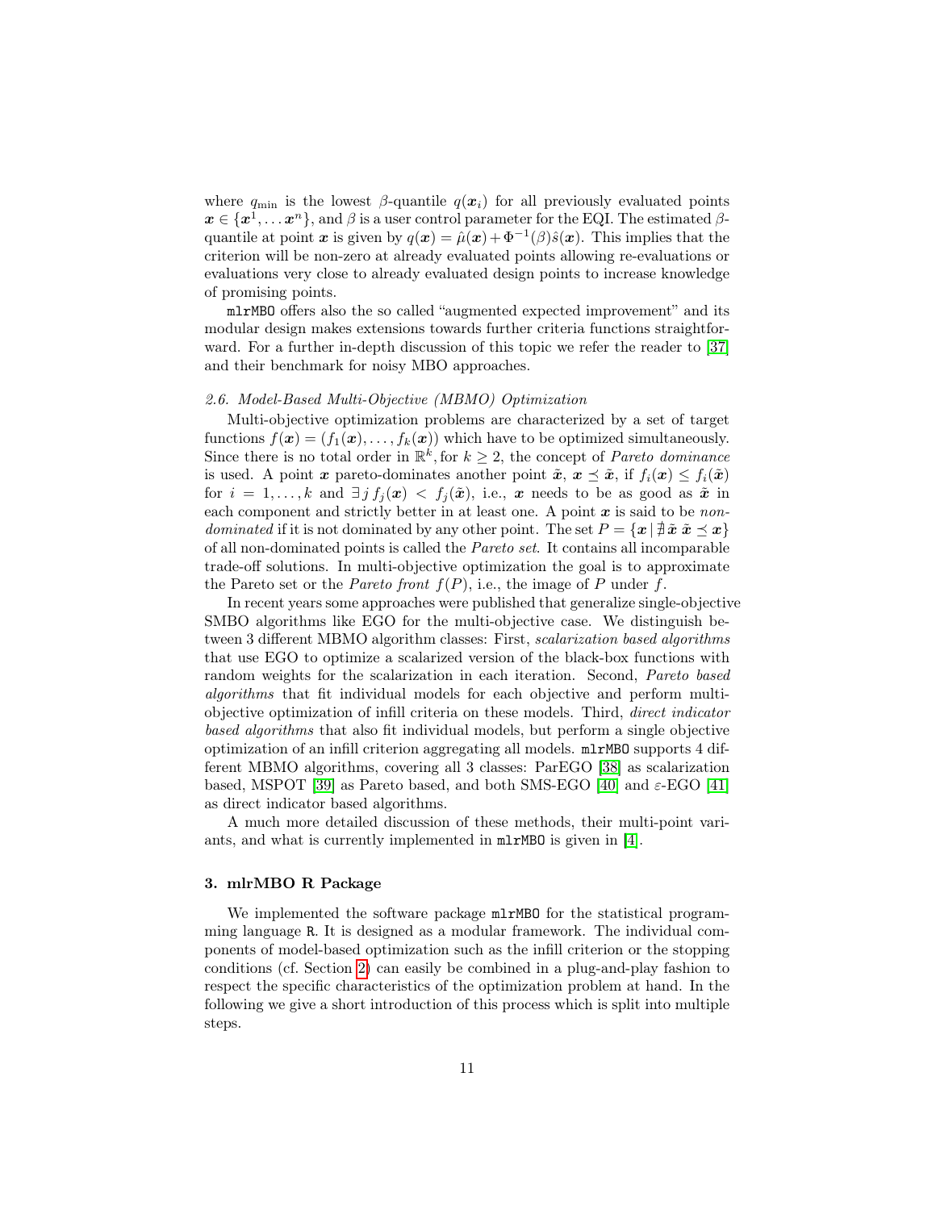where $q_{\min}$ is the lowest $\beta$-quantile $q(\boldsymbol{x}_i)$ for all previously evaluated points $\boldsymbol{x} \in \{\boldsymbol{x}^1, \dots \boldsymbol{x}^n\}$, and $\beta$ is a user control parameter for the EQI. The estimated $\beta$-quantile at point $\boldsymbol{x}$ is given by $q(\boldsymbol{x}) = \hat{\mu}(\boldsymbol{x}) + \Phi^{-1}(\beta)\hat{s}(\boldsymbol{x})$. This implies that the criterion will be non-zero at already evaluated points allowing re-evaluations or evaluations very close to already evaluated design points to increase knowledge of promising points.

`mlrMBO` offers also the so called "augmented expected improvement" and its modular design makes extensions towards further criteria functions straightforward. For a further in-depth discussion of this topic we refer the reader to [37] and their benchmark for noisy MBO approaches.

### *2.6. Model-Based Multi-Objective (MBMO) Optimization*

Multi-objective optimization problems are characterized by a set of target functions $f(\boldsymbol{x}) = (f_1(\boldsymbol{x}), \dots, f_k(\boldsymbol{x}))$ which have to be optimized simultaneously. Since there is no total order in $\mathbb{R}^k$, for $k \geq 2$, the concept of *Pareto dominance* is used. A point $\boldsymbol{x}$ pareto-dominates another point $\tilde{\boldsymbol{x}}$, $\boldsymbol{x} \preceq \tilde{\boldsymbol{x}}$, if $f_i(\boldsymbol{x}) \leq f_i(\tilde{\boldsymbol{x}})$ for $i = 1, \dots, k$ and $\exists\, j\; f_j(\boldsymbol{x}) < f_j(\tilde{\boldsymbol{x}})$, i.e., $\boldsymbol{x}$ needs to be as good as $\tilde{\boldsymbol{x}}$ in each component and strictly better in at least one. A point $\boldsymbol{x}$ is said to be *non-dominated* if it is not dominated by any other point. The set $P = \{\boldsymbol{x} \,|\, \nexists\, \tilde{\boldsymbol{x}}\; \tilde{\boldsymbol{x}} \preceq \boldsymbol{x}\}$ of all non-dominated points is called the *Pareto set*. It contains all incomparable trade-off solutions. In multi-objective optimization the goal is to approximate the Pareto set or the *Pareto front* $f(P)$, i.e., the image of $P$ under $f$.

In recent years some approaches were published that generalize single-objective SMBO algorithms like EGO for the multi-objective case. We distinguish between 3 different MBMO algorithm classes: First, *scalarization based algorithms* that use EGO to optimize a scalarized version of the black-box functions with random weights for the scalarization in each iteration. Second, *Pareto based algorithms* that fit individual models for each objective and perform multi-objective optimization of infill criteria on these models. Third, *direct indicator based algorithms* that also fit individual models, but perform a single objective optimization of an infill criterion aggregating all models. `mlrMBO` supports 4 different MBMO algorithms, covering all 3 classes: ParEGO [38] as scalarization based, MSPOT [39] as Pareto based, and both SMS-EGO [40] and $\varepsilon$-EGO [41] as direct indicator based algorithms.

A much more detailed discussion of these methods, their multi-point variants, and what is currently implemented in `mlrMBO` is given in [4].

## 3. mlrMBO R Package

We implemented the software package `mlrMBO` for the statistical programming language `R`. It is designed as a modular framework. The individual components of model-based optimization such as the infill criterion or the stopping conditions (cf. Section 2) can easily be combined in a plug-and-play fashion to respect the specific characteristics of the optimization problem at hand. In the following we give a short introduction of this process which is split into multiple steps.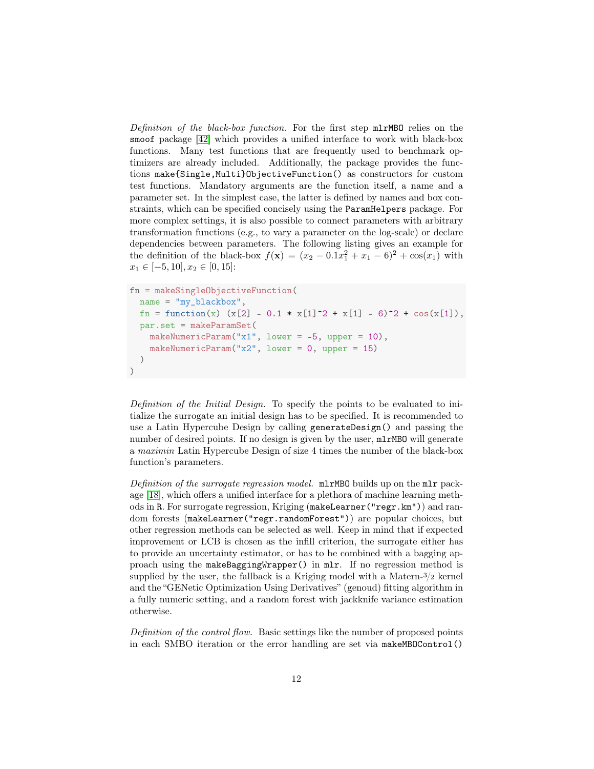*Definition of the black-box function.* For the first step `mlrMBO` relies on the `smoof` package [42] which provides a unified interface to work with black-box functions. Many test functions that are frequently used to benchmark optimizers are already included. Additionally, the package provides the functions `make{Single,Multi}ObjectiveFunction()` as constructors for custom test functions. Mandatory arguments are the function itself, a name and a parameter set. In the simplest case, the latter is defined by names and box constraints, which can be specified concisely using the `ParamHelpers` package. For more complex settings, it is also possible to connect parameters with arbitrary transformation functions (e.g., to vary a parameter on the log-scale) or declare dependencies between parameters. The following listing gives an example for the definition of the black-box $f(\mathbf{x}) = (x_2 - 0.1x_1^2 + x_1 - 6)^2 + \cos(x_1)$ with $x_1 \in [-5, 10], x_2 \in [0, 15]$:

```
fn = makeSingleObjectiveFunction(
  name = "my_blackbox",
  fn = function(x) (x[2] - 0.1 * x[1]^2 + x[1] - 6)^2 + cos(x[1]),
  par.set = makeParamSet(
    makeNumericParam("x1", lower = -5, upper = 10),
    makeNumericParam("x2", lower = 0, upper = 15)
  )
)
```

*Definition of the Initial Design.* To specify the points to be evaluated to initialize the surrogate an initial design has to be specified. It is recommended to use a Latin Hypercube Design by calling `generateDesign()` and passing the number of desired points. If no design is given by the user, `mlrMBO` will generate a *maximin* Latin Hypercube Design of size 4 times the number of the black-box function's parameters.

*Definition of the surrogate regression model.* `mlrMBO` builds up on the `mlr` package [18], which offers a unified interface for a plethora of machine learning methods in R. For surrogate regression, Kriging (`makeLearner("regr.km")`) and random forests (`makeLearner("regr.randomForest")`) are popular choices, but other regression methods can be selected as well. Keep in mind that if expected improvement or LCB is chosen as the infill criterion, the surrogate either has to provide an uncertainty estimator, or has to be combined with a bagging approach using the `makeBaggingWrapper()` in `mlr`. If no regression method is supplied by the user, the fallback is a Kriging model with a Matern-3/2 kernel and the "GENetic Optimization Using Derivatives" (genoud) fitting algorithm in a fully numeric setting, and a random forest with jackknife variance estimation otherwise.

*Definition of the control flow.* Basic settings like the number of proposed points in each SMBO iteration or the error handling are set via `makeMBOControl()`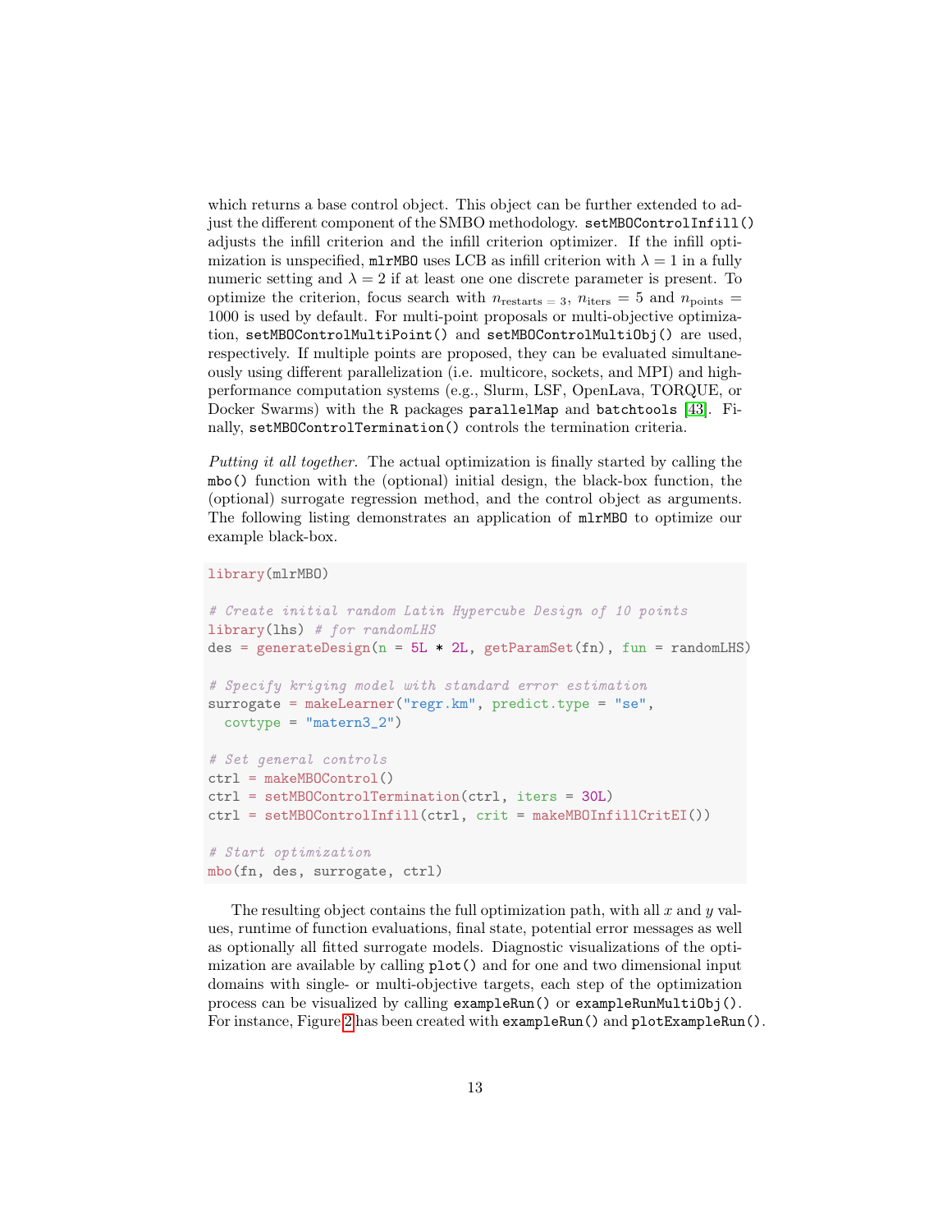which returns a base control object. This object can be further extended to adjust the different component of the SMBO methodology. `setMBOControlInfill()` adjusts the infill criterion and the infill criterion optimizer. If the infill optimization is unspecified, `mlrMBO` uses LCB as infill criterion with $\lambda = 1$ in a fully numeric setting and $\lambda = 2$ if at least one one discrete parameter is present. To optimize the criterion, focus search with $n_{\text{restarts}=3}$, $n_{\text{iters}} = 5$ and $n_{\text{points}} = 1000$ is used by default. For multi-point proposals or multi-objective optimization, `setMBOControlMultiPoint()` and `setMBOControlMultiObj()` are used, respectively. If multiple points are proposed, they can be evaluated simultaneously using different parallelization (i.e. multicore, sockets, and MPI) and high-performance computation systems (e.g., Slurm, LSF, OpenLava, TORQUE, or Docker Swarms) with the `R` packages `parallelMap` and `batchtools` [43]. Finally, `setMBOControlTermination()` controls the termination criteria.

*Putting it all together.* The actual optimization is finally started by calling the `mbo()` function with the (optional) initial design, the black-box function, the (optional) surrogate regression method, and the control object as arguments. The following listing demonstrates an application of `mlrMBO` to optimize our example black-box.

```
library(mlrMBO)

# Create initial random Latin Hypercube Design of 10 points
library(lhs) # for randomLHS
des = generateDesign(n = 5L * 2L, getParamSet(fn), fun = randomLHS)

# Specify kriging model with standard error estimation
surrogate = makeLearner("regr.km", predict.type = "se",
  covtype = "matern3_2")

# Set general controls
ctrl = makeMBOControl()
ctrl = setMBOControlTermination(ctrl, iters = 30L)
ctrl = setMBOControlInfill(ctrl, crit = makeMBOInfillCritEI())

# Start optimization
mbo(fn, des, surrogate, ctrl)
```

The resulting object contains the full optimization path, with all $x$ and $y$ values, runtime of function evaluations, final state, potential error messages as well as optionally all fitted surrogate models. Diagnostic visualizations of the optimization are available by calling `plot()` and for one and two dimensional input domains with single- or multi-objective targets, each step of the optimization process can be visualized by calling `exampleRun()` or `exampleRunMultiObj()`. For instance, Figure 2 has been created with `exampleRun()` and `plotExampleRun()`.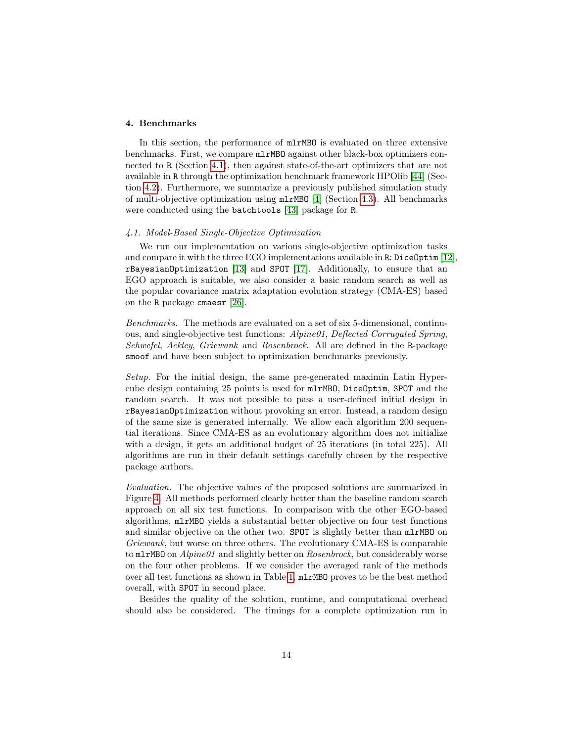## 4. Benchmarks

In this section, the performance of `mlrMBO` is evaluated on three extensive benchmarks. First, we compare `mlrMBO` against other black-box optimizers connected to `R` (Section 4.1), then against state-of-the-art optimizers that are not available in `R` through the optimization benchmark framework HPOlib [44] (Section 4.2). Furthermore, we summarize a previously published simulation study of multi-objective optimization using `mlrMBO` [4] (Section 4.3). All benchmarks were conducted using the `batchtools` [43] package for `R`.

### *4.1. Model-Based Single-Objective Optimization*

We run our implementation on various single-objective optimization tasks and compare it with the three EGO implementations available in `R`: `DiceOptim` [12], `rBayesianOptimization` [13] and `SPOT` [17]. Additionally, to ensure that an EGO approach is suitable, we also consider a basic random search as well as the popular covariance matrix adaptation evolution strategy (CMA-ES) based on the `R` package `cmaesr` [26].

*Benchmarks.* The methods are evaluated on a set of six 5-dimensional, continuous, and single-objective test functions: *Alpine01*, *Deflected Corrugated Spring*, *Schwefel*, *Ackley*, *Griewank* and *Rosenbrock*. All are defined in the `R`-package `smoof` and have been subject to optimization benchmarks previously.

*Setup.* For the initial design, the same pre-generated maximin Latin Hypercube design containing 25 points is used for `mlrMBO`, `DiceOptim`, `SPOT` and the random search. It was not possible to pass a user-defined initial design in `rBayesianOptimization` without provoking an error. Instead, a random design of the same size is generated internally. We allow each algorithm 200 sequential iterations. Since CMA-ES as an evolutionary algorithm does not initialize with a design, it gets an additional budget of 25 iterations (in total 225). All algorithms are run in their default settings carefully chosen by the respective package authors.

*Evaluation.* The objective values of the proposed solutions are summarized in Figure 4. All methods performed clearly better than the baseline random search approach on all six test functions. In comparison with the other EGO-based algorithms, `mlrMBO` yields a substantial better objective on four test functions and similar objective on the other two. `SPOT` is slightly better than `mlrMBO` on *Griewank*, but worse on three others. The evolutionary CMA-ES is comparable to `mlrMBO` on *Alpine01* and slightly better on *Rosenbrock*, but considerably worse on the four other problems. If we consider the averaged rank of the methods over all test functions as shown in Table 1, `mlrMBO` proves to be the best method overall, with `SPOT` in second place.

Besides the quality of the solution, runtime, and computational overhead should also be considered. The timings for a complete optimization run in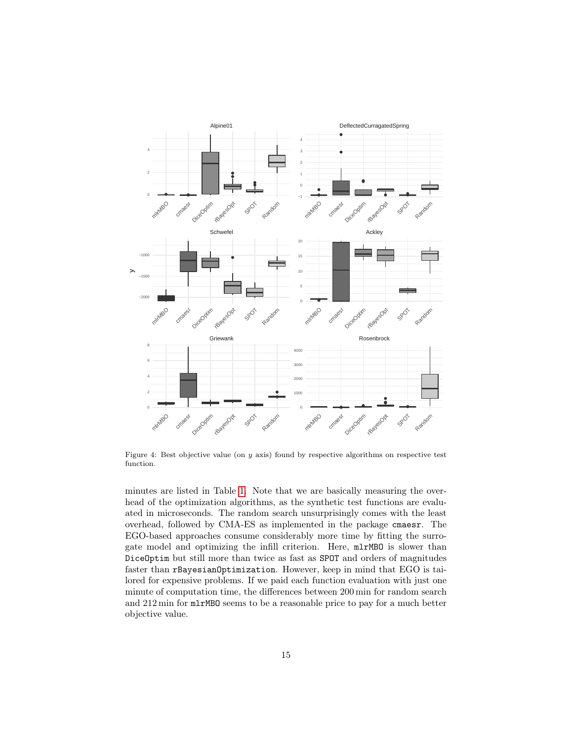Figure 4: Best objective value (on $y$ axis) found by respective algorithms on respective test function.

minutes are listed in Table 1. Note that we are basically measuring the overhead of the optimization algorithms, as the synthetic test functions are evaluated in microseconds. The random search unsurprisingly comes with the least overhead, followed by CMA-ES as implemented in the package `cmaesr`. The EGO-based approaches consume considerably more time by fitting the surrogate model and optimizing the infill criterion. Here, `mlrMBO` is slower than `DiceOptim` but still more than twice as fast as `SPOT` and orders of magnitudes faster than `rBayesianOptimization`. However, keep in mind that EGO is tailored for expensive problems. If we paid each function evaluation with just one minute of computation time, the differences between 200 min for random search and 212 min for `mlrMBO` seems to be a reasonable price to pay for a much better objective value.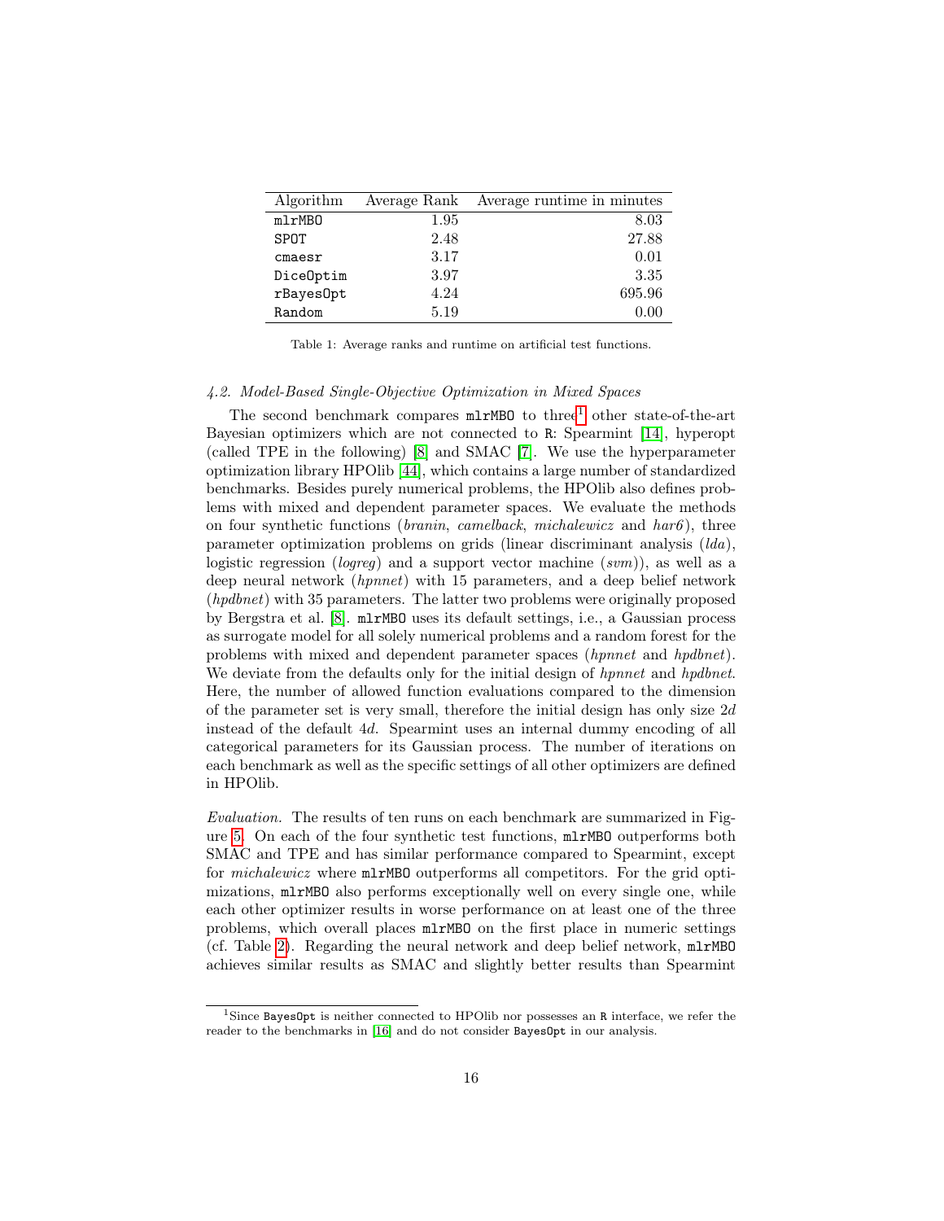| Algorithm | Average Rank | Average runtime in minutes |
|---|---|---|
| `mlrMBO` | 1.95 | 8.03 |
| `SPOT` | 2.48 | 27.88 |
| `cmaesr` | 3.17 | 0.01 |
| `DiceOptim` | 3.97 | 3.35 |
| `rBayesOpt` | 4.24 | 695.96 |
| `Random` | 5.19 | 0.00 |

Table 1: Average ranks and runtime on artificial test functions.

### *4.2. Model-Based Single-Objective Optimization in Mixed Spaces*

The second benchmark compares `mlrMBO` to three[1] other state-of-the-art Bayesian optimizers which are not connected to `R`: Spearmint [14], hyperopt (called TPE in the following) [8] and SMAC [7]. We use the hyperparameter optimization library HPOlib [44], which contains a large number of standardized benchmarks. Besides purely numerical problems, the HPOlib also defines problems with mixed and dependent parameter spaces. We evaluate the methods on four synthetic functions (*branin*, *camelback*, *michalewicz* and *har6*), three parameter optimization problems on grids (linear discriminant analysis (*lda*), logistic regression (*logreg*) and a support vector machine (*svm*)), as well as a deep neural network (*hpnnet*) with 15 parameters, and a deep belief network (*hpdbnet*) with 35 parameters. The latter two problems were originally proposed by Bergstra et al. [8]. `mlrMBO` uses its default settings, i.e., a Gaussian process as surrogate model for all solely numerical problems and a random forest for the problems with mixed and dependent parameter spaces (*hpnnet* and *hpdbnet*). We deviate from the defaults only for the initial design of *hpnnet* and *hpdbnet*. Here, the number of allowed function evaluations compared to the dimension of the parameter set is very small, therefore the initial design has only size $2d$ instead of the default $4d$. Spearmint uses an internal dummy encoding of all categorical parameters for its Gaussian process. The number of iterations on each benchmark as well as the specific settings of all other optimizers are defined in HPOlib.

*Evaluation.* The results of ten runs on each benchmark are summarized in Figure 5. On each of the four synthetic test functions, `mlrMBO` outperforms both SMAC and TPE and has similar performance compared to Spearmint, except for *michalewicz* where `mlrMBO` outperforms all competitors. For the grid optimizations, `mlrMBO` also performs exceptionally well on every single one, while each other optimizer results in worse performance on at least one of the three problems, which overall places `mlrMBO` on the first place in numeric settings (cf. Table 2). Regarding the neural network and deep belief network, `mlrMBO` achieves similar results as SMAC and slightly better results than Spearmint

[1] Since `BayesOpt` is neither connected to HPOlib nor possesses an `R` interface, we refer the reader to the benchmarks in [16] and do not consider `BayesOpt` in our analysis.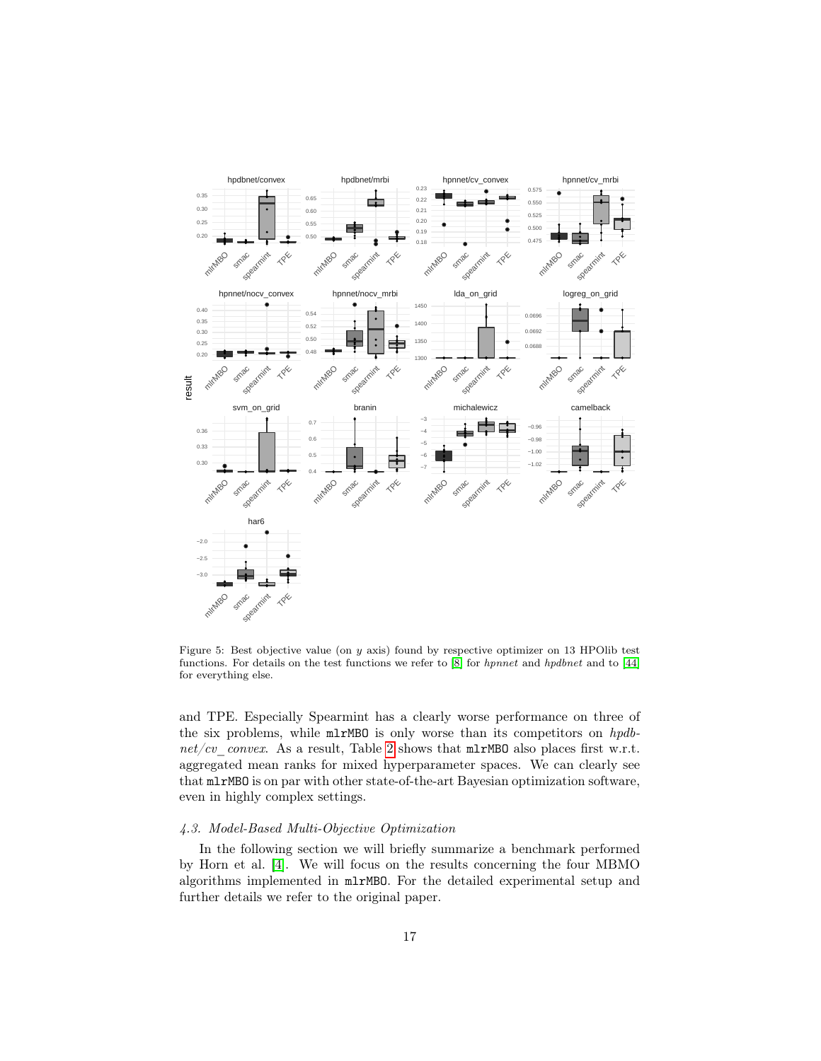Figure 5: Best objective value (on $y$ axis) found by respective optimizer on 13 HPOlib test functions. For details on the test functions we refer to [8] for *hpnnet* and *hpdbnet* and to [44] for everything else.

and TPE. Especially Spearmint has a clearly worse performance on three of the six problems, while mlrMBO is only worse than its competitors on *hpdbnet/cv_convex*. As a result, Table 2 shows that mlrMBO also places first w.r.t. aggregated mean ranks for mixed hyperparameter spaces. We can clearly see that mlrMBO is on par with other state-of-the-art Bayesian optimization software, even in highly complex settings.

### 4.3. Model-Based Multi-Objective Optimization

In the following section we will briefly summarize a benchmark performed by Horn et al. [4]. We will focus on the results concerning the four MBMO algorithms implemented in mlrMBO. For the detailed experimental setup and further details we refer to the original paper.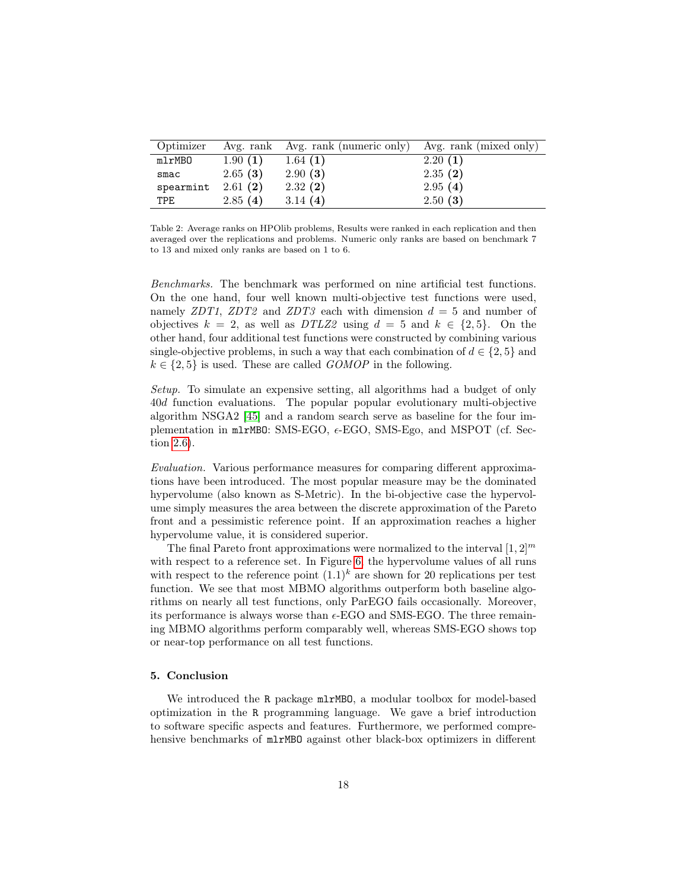| Optimizer | Avg. rank | Avg. rank (numeric only) | Avg. rank (mixed only) |
|---|---|---|---|
| `mlrMBO` | 1.90 **(1)** | 1.64 **(1)** | 2.20 **(1)** |
| `smac` | 2.65 **(3)** | 2.90 **(3)** | 2.35 **(2)** |
| `spearmint` | 2.61 **(2)** | 2.32 **(2)** | 2.95 **(4)** |
| `TPE` | 2.85 **(4)** | 3.14 **(4)** | 2.50 **(3)** |

Table 2: Average ranks on HPOlib problems, Results were ranked in each replication and then averaged over the replications and problems. Numeric only ranks are based on benchmark 7 to 13 and mixed only ranks are based on 1 to 6.

*Benchmarks.* The benchmark was performed on nine artificial test functions. On the one hand, four well known multi-objective test functions were used, namely *ZDT1*, *ZDT2* and *ZDT3* each with dimension $d = 5$ and number of objectives $k = 2$, as well as *DTLZ2* using $d = 5$ and $k \in \{2, 5\}$. On the other hand, four additional test functions were constructed by combining various single-objective problems, in such a way that each combination of $d \in \{2, 5\}$ and $k \in \{2, 5\}$ is used. These are called *GOMOP* in the following.

*Setup.* To simulate an expensive setting, all algorithms had a budget of only $40d$ function evaluations. The popular popular evolutionary multi-objective algorithm NSGA2 [45] and a random search serve as baseline for the four implementation in `mlrMBO`: SMS-EGO, $\epsilon$-EGO, SMS-Ego, and MSPOT (cf. Section 2.6).

*Evaluation.* Various performance measures for comparing different approximations have been introduced. The most popular measure may be the dominated hypervolume (also known as S-Metric). In the bi-objective case the hypervolume simply measures the area between the discrete approximation of the Pareto front and a pessimistic reference point. If an approximation reaches a higher hypervolume value, it is considered superior.

The final Pareto front approximations were normalized to the interval $[1, 2]^m$ with respect to a reference set. In Figure 6, the hypervolume values of all runs with respect to the reference point $(1.1)^k$ are shown for 20 replications per test function. We see that most MBMO algorithms outperform both baseline algorithms on nearly all test functions, only ParEGO fails occasionally. Moreover, its performance is always worse than $\epsilon$-EGO and SMS-EGO. The three remaining MBMO algorithms perform comparably well, whereas SMS-EGO shows top or near-top performance on all test functions.

## 5. Conclusion

We introduced the `R` package `mlrMBO`, a modular toolbox for model-based optimization in the `R` programming language. We gave a brief introduction to software specific aspects and features. Furthermore, we performed comprehensive benchmarks of `mlrMBO` against other black-box optimizers in different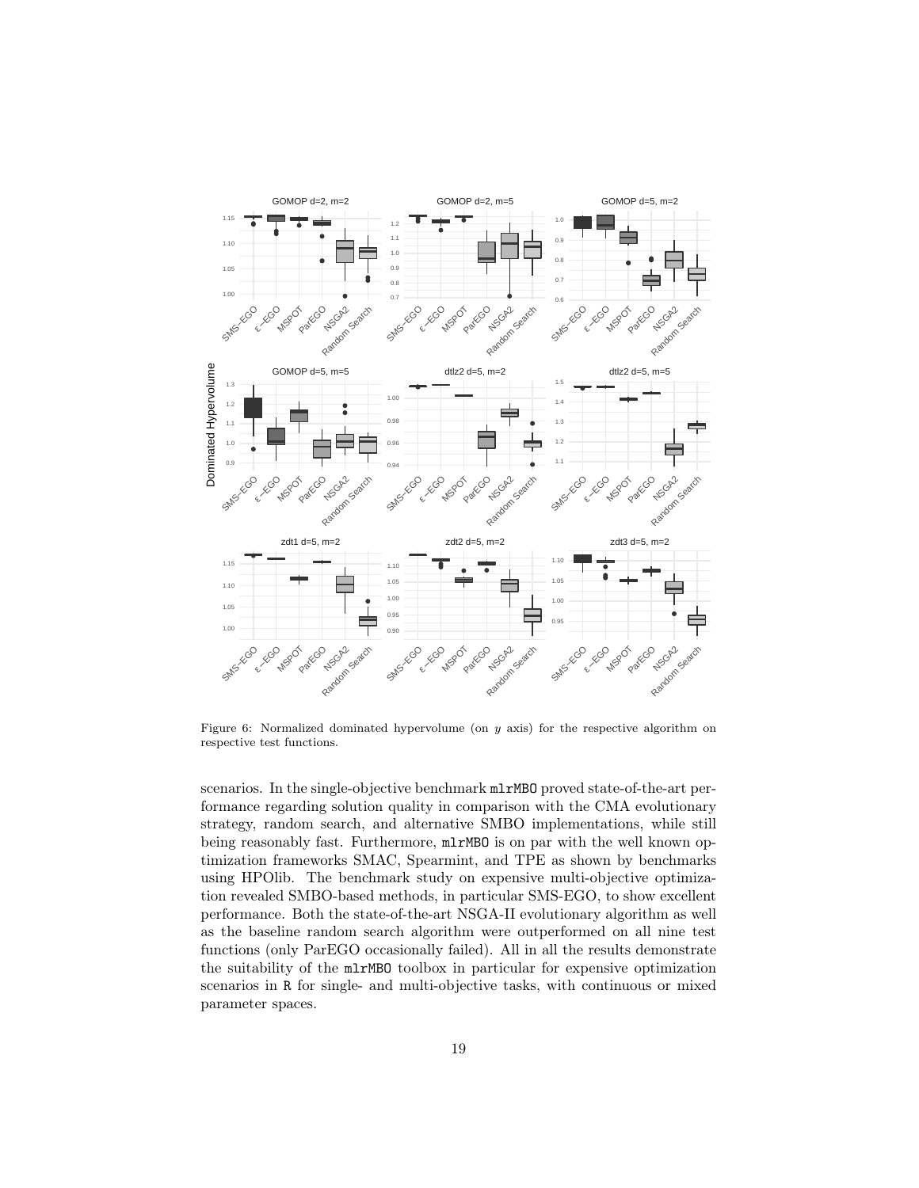Figure 6: Normalized dominated hypervolume (on $y$ axis) for the respective algorithm on respective test functions.

scenarios. In the single-objective benchmark mlrMBO proved state-of-the-art performance regarding solution quality in comparison with the CMA evolutionary strategy, random search, and alternative SMBO implementations, while still being reasonably fast. Furthermore, mlrMBO is on par with the well known optimization frameworks SMAC, Spearmint, and TPE as shown by benchmarks using HPOlib. The benchmark study on expensive multi-objective optimization revealed SMBO-based methods, in particular SMS-EGO, to show excellent performance. Both the state-of-the-art NSGA-II evolutionary algorithm as well as the baseline random search algorithm were outperformed on all nine test functions (only ParEGO occasionally failed). All in all the results demonstrate the suitability of the mlrMBO toolbox in particular for expensive optimization scenarios in R for single- and multi-objective tasks, with continuous or mixed parameter spaces.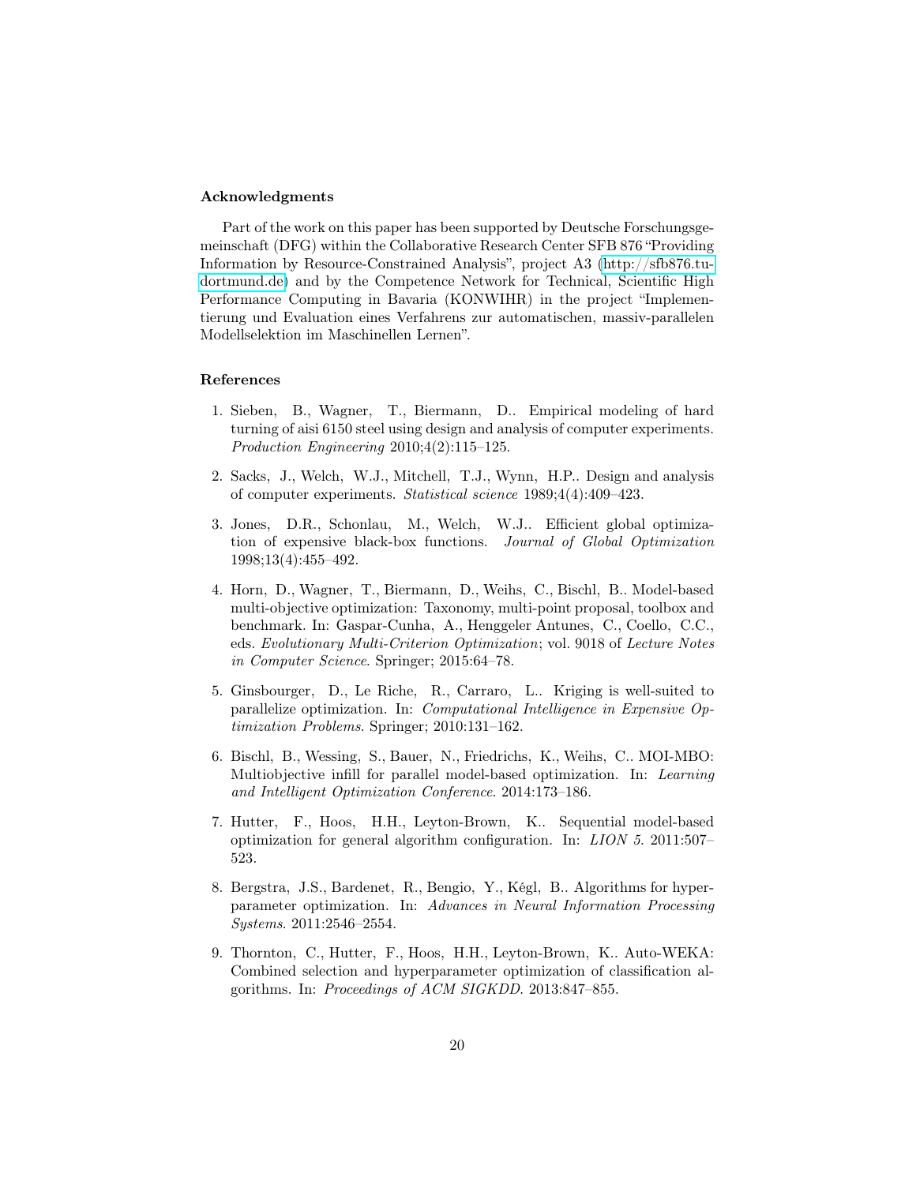### Acknowledgments

Part of the work on this paper has been supported by Deutsche Forschungsgemeinschaft (DFG) within the Collaborative Research Center SFB 876 "Providing Information by Resource-Constrained Analysis", project A3 (http://sfb876.tu-dortmund.de) and by the Competence Network for Technical, Scientific High Performance Computing in Bavaria (KONWIHR) in the project "Implementierung und Evaluation eines Verfahrens zur automatischen, massiv-parallelen Modellselektion im Maschinellen Lernen".

### References

1. Sieben, B., Wagner, T., Biermann, D.. Empirical modeling of hard turning of aisi 6150 steel using design and analysis of computer experiments. *Production Engineering* 2010;4(2):115–125.

2. Sacks, J., Welch, W.J., Mitchell, T.J., Wynn, H.P.. Design and analysis of computer experiments. *Statistical science* 1989;4(4):409–423.

3. Jones, D.R., Schonlau, M., Welch, W.J.. Efficient global optimization of expensive black-box functions. *Journal of Global Optimization* 1998;13(4):455–492.

4. Horn, D., Wagner, T., Biermann, D., Weihs, C., Bischl, B.. Model-based multi-objective optimization: Taxonomy, multi-point proposal, toolbox and benchmark. In: Gaspar-Cunha, A., Henggeler Antunes, C., Coello, C.C., eds. *Evolutionary Multi-Criterion Optimization*; vol. 9018 of *Lecture Notes in Computer Science*. Springer; 2015:64–78.

5. Ginsbourger, D., Le Riche, R., Carraro, L.. Kriging is well-suited to parallelize optimization. In: *Computational Intelligence in Expensive Optimization Problems*. Springer; 2010:131–162.

6. Bischl, B., Wessing, S., Bauer, N., Friedrichs, K., Weihs, C.. MOI-MBO: Multiobjective infill for parallel model-based optimization. In: *Learning and Intelligent Optimization Conference*. 2014:173–186.

7. Hutter, F., Hoos, H.H., Leyton-Brown, K.. Sequential model-based optimization for general algorithm configuration. In: *LION 5*. 2011:507–523.

8. Bergstra, J.S., Bardenet, R., Bengio, Y., Kégl, B.. Algorithms for hyper-parameter optimization. In: *Advances in Neural Information Processing Systems*. 2011:2546–2554.

9. Thornton, C., Hutter, F., Hoos, H.H., Leyton-Brown, K.. Auto-WEKA: Combined selection and hyperparameter optimization of classification algorithms. In: *Proceedings of ACM SIGKDD*. 2013:847–855.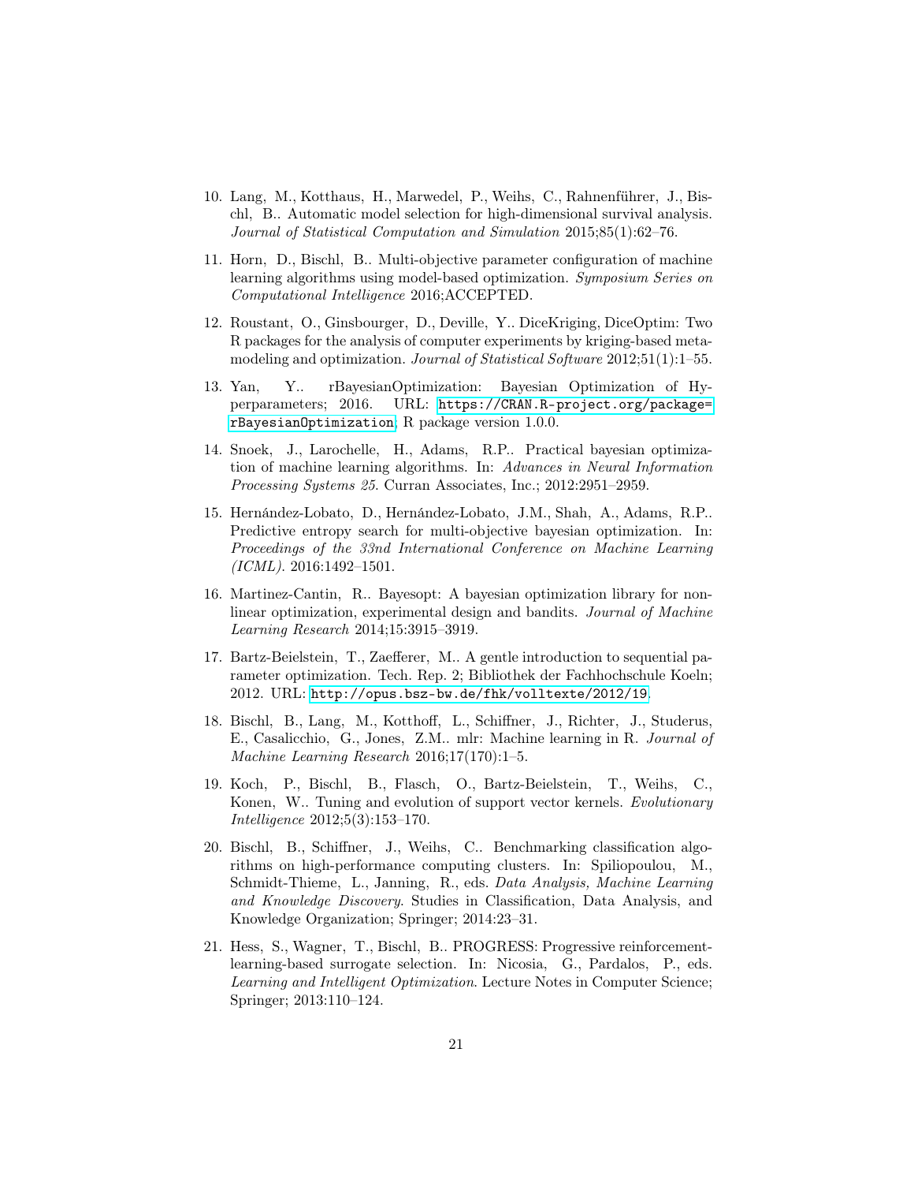10. Lang, M., Kotthaus, H., Marwedel, P., Weihs, C., Rahnenführer, J., Bischl, B.. Automatic model selection for high-dimensional survival analysis. *Journal of Statistical Computation and Simulation* 2015;85(1):62–76.

11. Horn, D., Bischl, B.. Multi-objective parameter configuration of machine learning algorithms using model-based optimization. *Symposium Series on Computational Intelligence* 2016;ACCEPTED.

12. Roustant, O., Ginsbourger, D., Deville, Y.. DiceKriging, DiceOptim: Two R packages for the analysis of computer experiments by kriging-based metamodeling and optimization. *Journal of Statistical Software* 2012;51(1):1–55.

13. Yan, Y.. rBayesianOptimization: Bayesian Optimization of Hyperparameters; 2016. URL: https://CRAN.R-project.org/package=rBayesianOptimization; R package version 1.0.0.

14. Snoek, J., Larochelle, H., Adams, R.P.. Practical bayesian optimization of machine learning algorithms. In: *Advances in Neural Information Processing Systems 25*. Curran Associates, Inc.; 2012:2951–2959.

15. Hernández-Lobato, D., Hernández-Lobato, J.M., Shah, A., Adams, R.P.. Predictive entropy search for multi-objective bayesian optimization. In: *Proceedings of the 33nd International Conference on Machine Learning (ICML)*. 2016:1492–1501.

16. Martinez-Cantin, R.. Bayesopt: A bayesian optimization library for nonlinear optimization, experimental design and bandits. *Journal of Machine Learning Research* 2014;15:3915–3919.

17. Bartz-Beielstein, T., Zaefferer, M.. A gentle introduction to sequential parameter optimization. Tech. Rep. 2; Bibliothek der Fachhochschule Koeln; 2012. URL: http://opus.bsz-bw.de/fhk/volltexte/2012/19.

18. Bischl, B., Lang, M., Kotthoff, L., Schiffner, J., Richter, J., Studerus, E., Casalicchio, G., Jones, Z.M.. mlr: Machine learning in R. *Journal of Machine Learning Research* 2016;17(170):1–5.

19. Koch, P., Bischl, B., Flasch, O., Bartz-Beielstein, T., Weihs, C., Konen, W.. Tuning and evolution of support vector kernels. *Evolutionary Intelligence* 2012;5(3):153–170.

20. Bischl, B., Schiffner, J., Weihs, C.. Benchmarking classification algorithms on high-performance computing clusters. In: Spiliopoulou, M., Schmidt-Thieme, L., Janning, R., eds. *Data Analysis, Machine Learning and Knowledge Discovery*. Studies in Classification, Data Analysis, and Knowledge Organization; Springer; 2014:23–31.

21. Hess, S., Wagner, T., Bischl, B.. PROGRESS: Progressive reinforcement-learning-based surrogate selection. In: Nicosia, G., Pardalos, P., eds. *Learning and Intelligent Optimization*. Lecture Notes in Computer Science; Springer; 2013:110–124.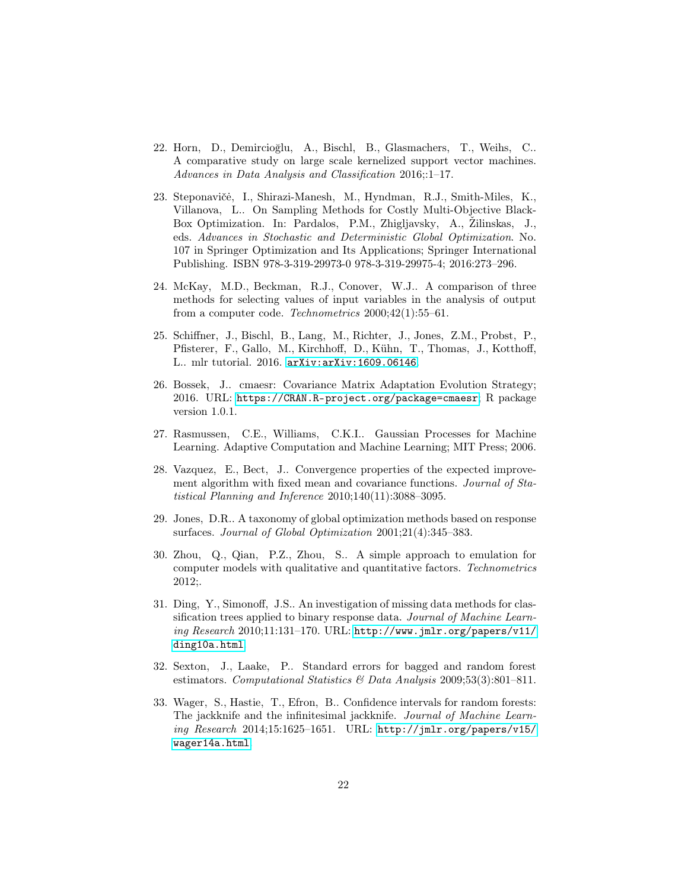22. Horn, D., Demircioğlu, A., Bischl, B., Glasmachers, T., Weihs, C.. A comparative study on large scale kernelized support vector machines. *Advances in Data Analysis and Classification* 2016;:1–17.

23. Steponavičė, I., Shirazi-Manesh, M., Hyndman, R.J., Smith-Miles, K., Villanova, L.. On Sampling Methods for Costly Multi-Objective Black-Box Optimization. In: Pardalos, P.M., Zhigljavsky, A., Žilinskas, J., eds. *Advances in Stochastic and Deterministic Global Optimization*. No. 107 in Springer Optimization and Its Applications; Springer International Publishing. ISBN 978-3-319-29973-0 978-3-319-29975-4; 2016:273–296.

24. McKay, M.D., Beckman, R.J., Conover, W.J.. A comparison of three methods for selecting values of input variables in the analysis of output from a computer code. *Technometrics* 2000;42(1):55–61.

25. Schiffner, J., Bischl, B., Lang, M., Richter, J., Jones, Z.M., Probst, P., Pfisterer, F., Gallo, M., Kirchhoff, D., Kühn, T., Thomas, J., Kotthoff, L.. mlr tutorial. 2016. arXiv:arXiv:1609.06146.

26. Bossek, J.. cmaesr: Covariance Matrix Adaptation Evolution Strategy; 2016. URL: https://CRAN.R-project.org/package=cmaesr; R package version 1.0.1.

27. Rasmussen, C.E., Williams, C.K.I.. Gaussian Processes for Machine Learning. Adaptive Computation and Machine Learning; MIT Press; 2006.

28. Vazquez, E., Bect, J.. Convergence properties of the expected improvement algorithm with fixed mean and covariance functions. *Journal of Statistical Planning and Inference* 2010;140(11):3088–3095.

29. Jones, D.R.. A taxonomy of global optimization methods based on response surfaces. *Journal of Global Optimization* 2001;21(4):345–383.

30. Zhou, Q., Qian, P.Z., Zhou, S.. A simple approach to emulation for computer models with qualitative and quantitative factors. *Technometrics* 2012;.

31. Ding, Y., Simonoff, J.S.. An investigation of missing data methods for classification trees applied to binary response data. *Journal of Machine Learning Research* 2010;11:131–170. URL: http://www.jmlr.org/papers/v11/ding10a.html.

32. Sexton, J., Laake, P.. Standard errors for bagged and random forest estimators. *Computational Statistics & Data Analysis* 2009;53(3):801–811.

33. Wager, S., Hastie, T., Efron, B.. Confidence intervals for random forests: The jackknife and the infinitesimal jackknife. *Journal of Machine Learning Research* 2014;15:1625–1651. URL: http://jmlr.org/papers/v15/wager14a.html.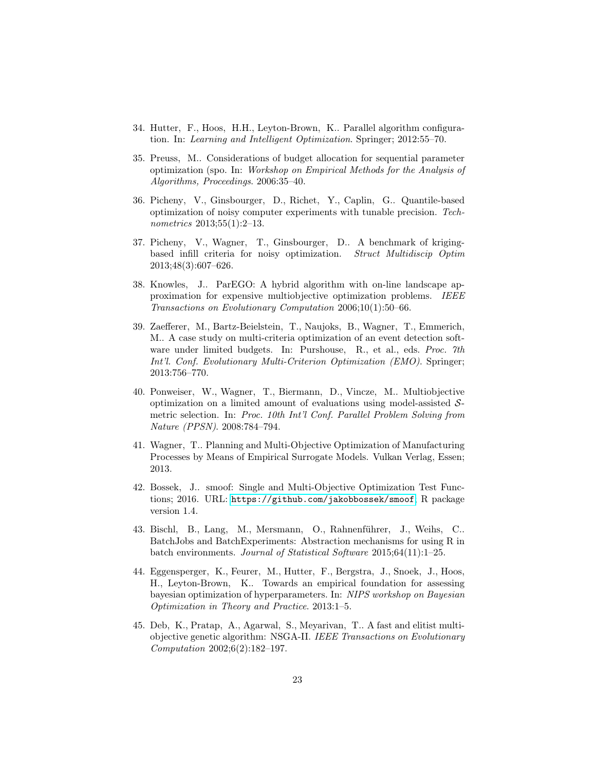34. Hutter, F., Hoos, H.H., Leyton-Brown, K.. Parallel algorithm configuration. In: *Learning and Intelligent Optimization*. Springer; 2012:55–70.

35. Preuss, M.. Considerations of budget allocation for sequential parameter optimization (spo. In: *Workshop on Empirical Methods for the Analysis of Algorithms, Proceedings*. 2006:35–40.

36. Picheny, V., Ginsbourger, D., Richet, Y., Caplin, G.. Quantile-based optimization of noisy computer experiments with tunable precision. *Technometrics* 2013;55(1):2–13.

37. Picheny, V., Wagner, T., Ginsbourger, D.. A benchmark of kriging-based infill criteria for noisy optimization. *Struct Multidiscip Optim* 2013;48(3):607–626.

38. Knowles, J.. ParEGO: A hybrid algorithm with on-line landscape approximation for expensive multiobjective optimization problems. *IEEE Transactions on Evolutionary Computation* 2006;10(1):50–66.

39. Zaefferer, M., Bartz-Beielstein, T., Naujoks, B., Wagner, T., Emmerich, M.. A case study on multi-criteria optimization of an event detection software under limited budgets. In: Purshouse, R., et al., eds. *Proc. 7th Int'l. Conf. Evolutionary Multi-Criterion Optimization (EMO)*. Springer; 2013:756–770.

40. Ponweiser, W., Wagner, T., Biermann, D., Vincze, M.. Multiobjective optimization on a limited amount of evaluations using model-assisted $\mathcal{S}$-metric selection. In: *Proc. 10th Int'l Conf. Parallel Problem Solving from Nature (PPSN)*. 2008:784–794.

41. Wagner, T.. Planning and Multi-Objective Optimization of Manufacturing Processes by Means of Empirical Surrogate Models. Vulkan Verlag, Essen; 2013.

42. Bossek, J.. smoof: Single and Multi-Objective Optimization Test Functions; 2016. URL: https://github.com/jakobbossek/smoof; R package version 1.4.

43. Bischl, B., Lang, M., Mersmann, O., Rahnenführer, J., Weihs, C.. BatchJobs and BatchExperiments: Abstraction mechanisms for using R in batch environments. *Journal of Statistical Software* 2015;64(11):1–25.

44. Eggensperger, K., Feurer, M., Hutter, F., Bergstra, J., Snoek, J., Hoos, H., Leyton-Brown, K.. Towards an empirical foundation for assessing bayesian optimization of hyperparameters. In: *NIPS workshop on Bayesian Optimization in Theory and Practice*. 2013:1–5.

45. Deb, K., Pratap, A., Agarwal, S., Meyarivan, T.. A fast and elitist multiobjective genetic algorithm: NSGA-II. *IEEE Transactions on Evolutionary Computation* 2002;6(2):182–197.